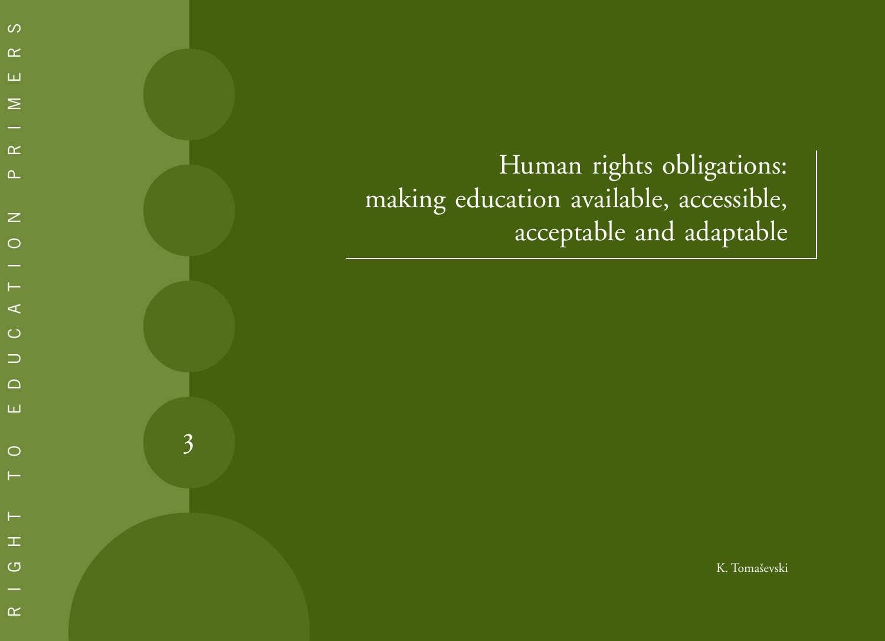RIGHT TO EDUCATION PRIMERS

3

# Human rights obligations: making education available, accessible, acceptable and adaptable

K. Tomaševski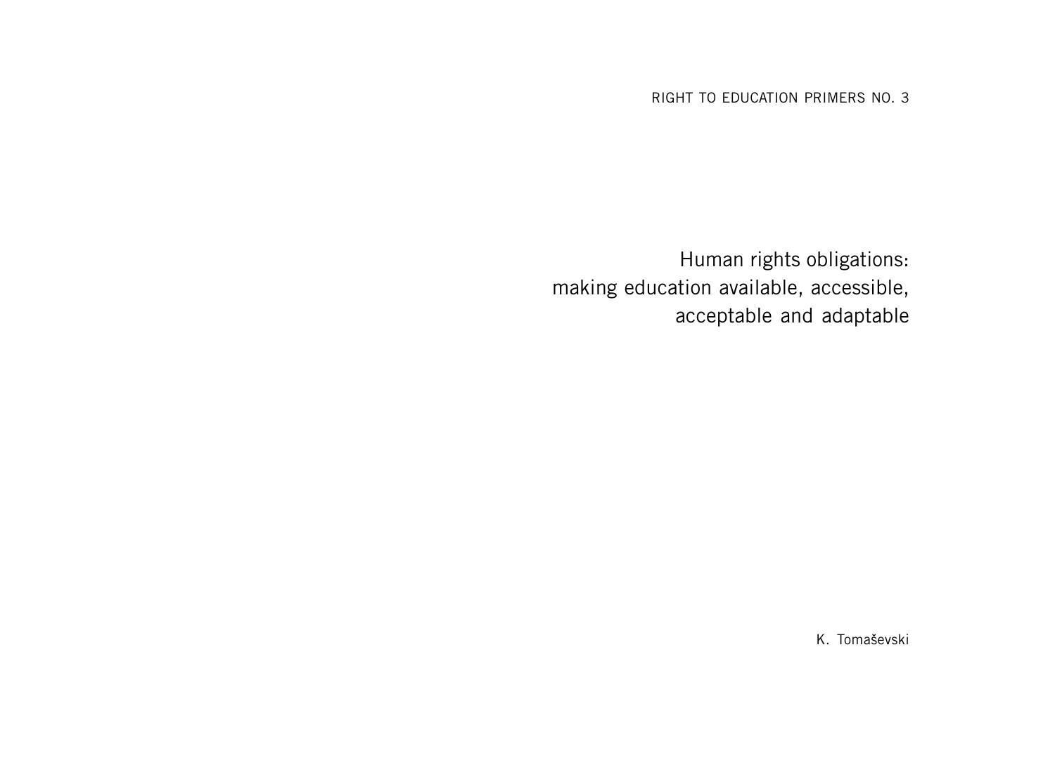RIGHT TO EDUCATION PRIMERS NO. 3

# Human rights obligations: making education available, accessible, acceptable and adaptable

K. Tomaševski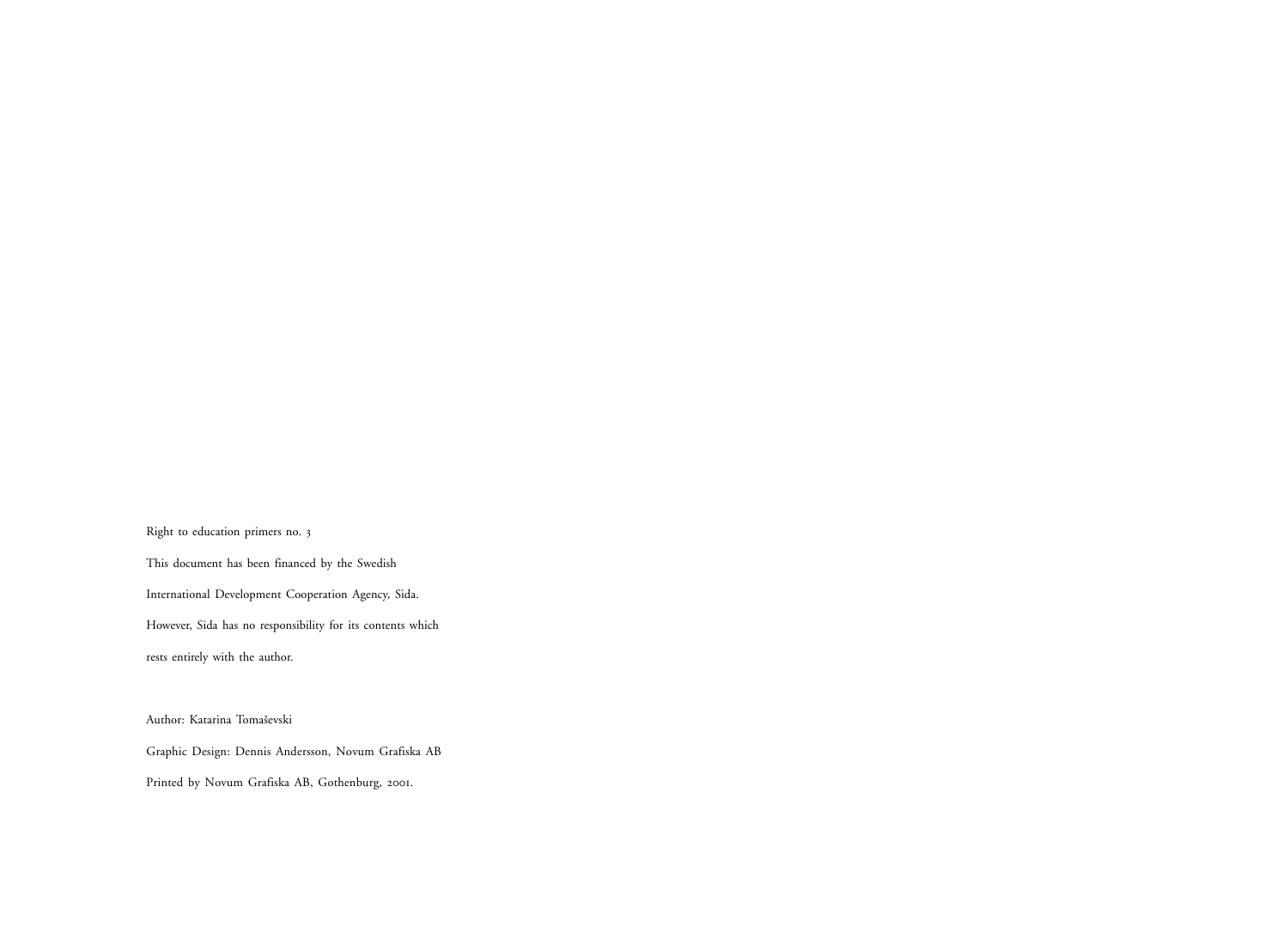Right to education primers no. 3

This document has been financed by the Swedish International Development Cooperation Agency, Sida. However, Sida has no responsibility for its contents which rests entirely with the author.

Author: Katarina Tomaševski

Graphic Design: Dennis Andersson, Novum Grafiska AB

Printed by Novum Grafiska AB, Gothenburg, 2001.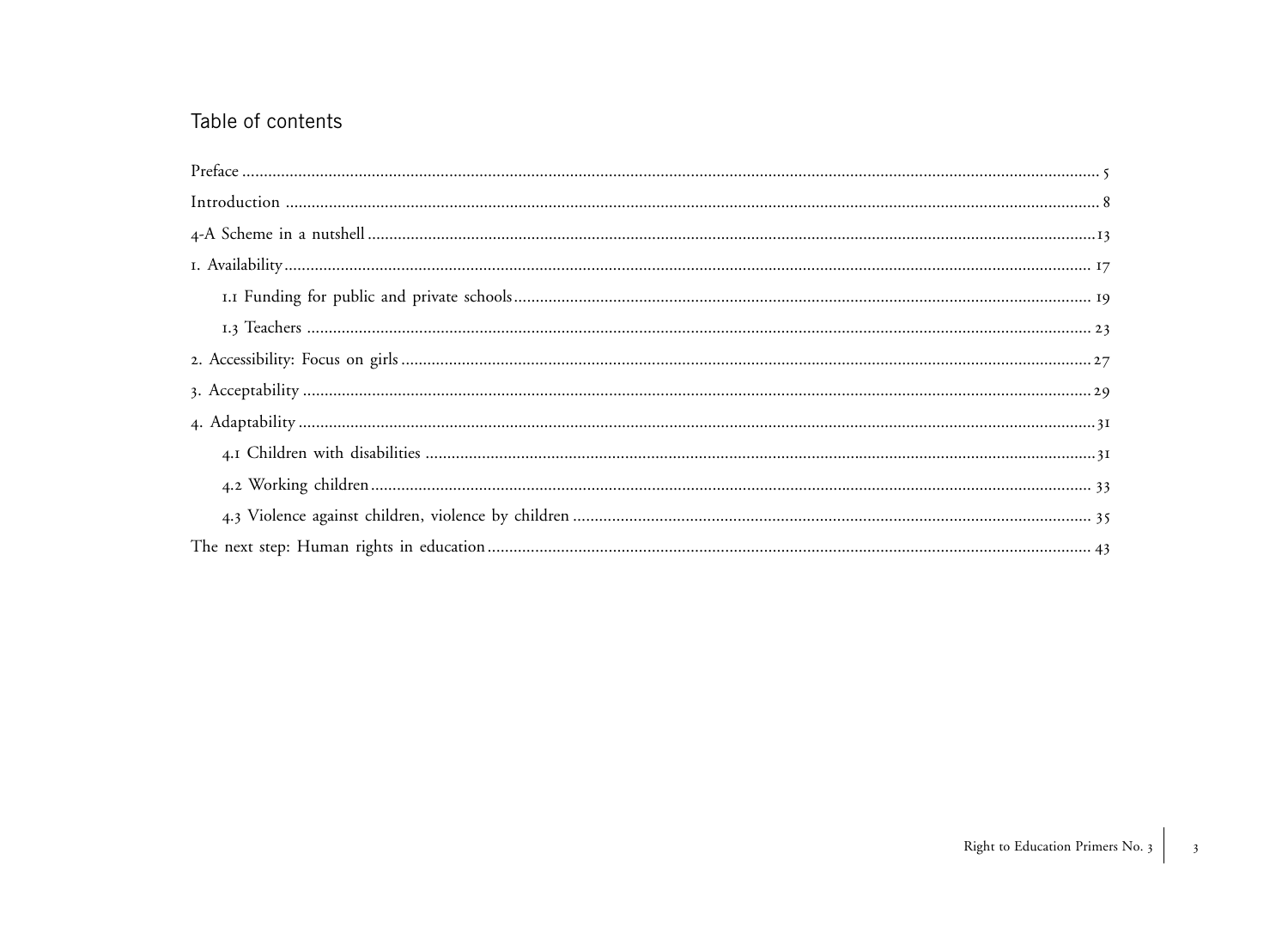## Table of contents

Preface ..... 5

Introduction ..... 8

4-A Scheme in a nutshell ..... 13

1. Availability ..... 17

    1.1 Funding for public and private schools ..... 19

    1.3 Teachers ..... 23

2. Accessibility: Focus on girls ..... 27

3. Acceptability ..... 29

4. Adaptability ..... 31

    4.1 Children with disabilities ..... 31

    4.2 Working children ..... 33

    4.3 Violence against children, violence by children ..... 35

The next step: Human rights in education ..... 43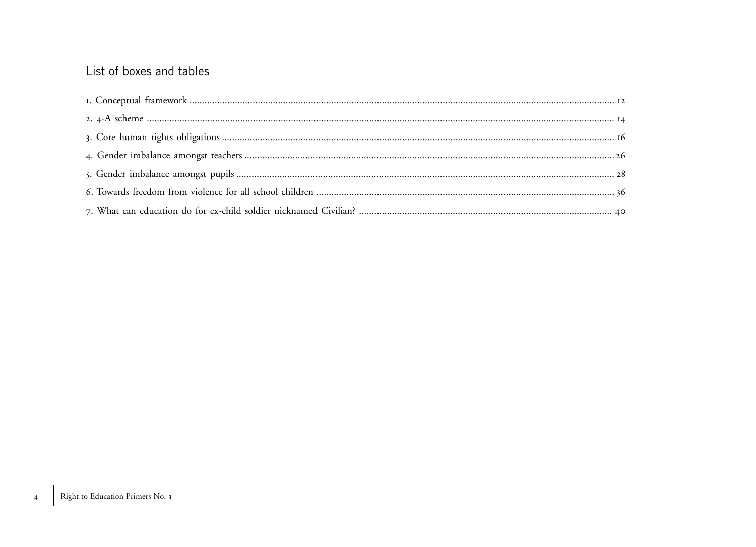## List of boxes and tables

1. Conceptual framework ........ 12
2. 4-A scheme ........ 14
3. Core human rights obligations ........ 16
4. Gender imbalance amongst teachers ........ 26
5. Gender imbalance amongst pupils ........ 28
6. Towards freedom from violence for all school children ........ 36
7. What can education do for ex-child soldier nicknamed Civilian? ........ 40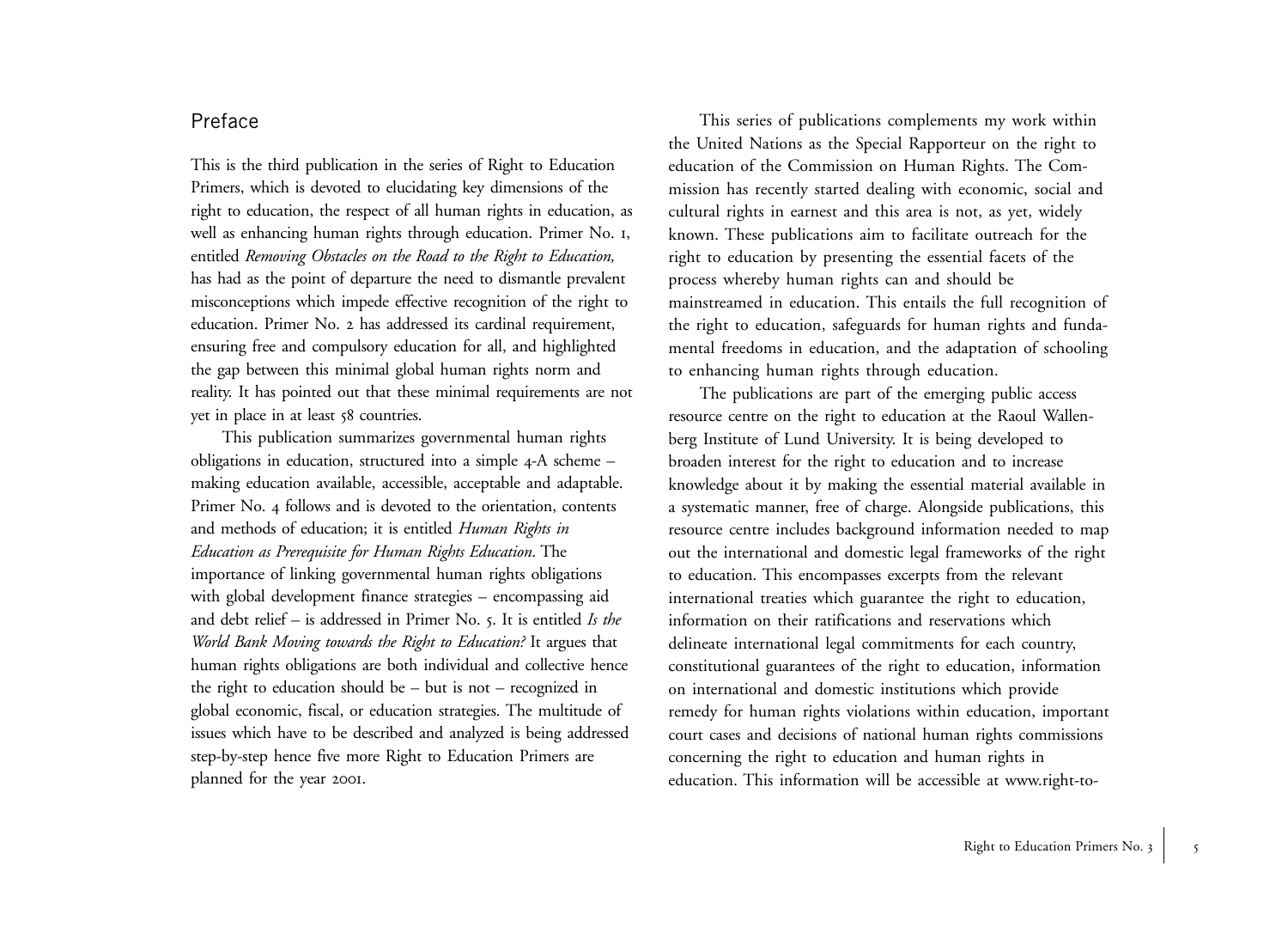## Preface

This is the third publication in the series of Right to Education Primers, which is devoted to elucidating key dimensions of the right to education, the respect of all human rights in education, as well as enhancing human rights through education. Primer No. 1, entitled *Removing Obstacles on the Road to the Right to Education,* has had as the point of departure the need to dismantle prevalent misconceptions which impede effective recognition of the right to education. Primer No. 2 has addressed its cardinal requirement, ensuring free and compulsory education for all, and highlighted the gap between this minimal global human rights norm and reality. It has pointed out that these minimal requirements are not yet in place in at least 58 countries.

This publication summarizes governmental human rights obligations in education, structured into a simple 4-A scheme – making education available, accessible, acceptable and adaptable. Primer No. 4 follows and is devoted to the orientation, contents and methods of education; it is entitled *Human Rights in Education as Prerequisite for Human Rights Education*. The importance of linking governmental human rights obligations with global development finance strategies – encompassing aid and debt relief – is addressed in Primer No. 5. It is entitled *Is the World Bank Moving towards the Right to Education?* It argues that human rights obligations are both individual and collective hence the right to education should be – but is not – recognized in global economic, fiscal, or education strategies. The multitude of issues which have to be described and analyzed is being addressed step-by-step hence five more Right to Education Primers are planned for the year 2001.

This series of publications complements my work within the United Nations as the Special Rapporteur on the right to education of the Commission on Human Rights. The Commission has recently started dealing with economic, social and cultural rights in earnest and this area is not, as yet, widely known. These publications aim to facilitate outreach for the right to education by presenting the essential facets of the process whereby human rights can and should be mainstreamed in education. This entails the full recognition of the right to education, safeguards for human rights and fundamental freedoms in education, and the adaptation of schooling to enhancing human rights through education.

The publications are part of the emerging public access resource centre on the right to education at the Raoul Wallenberg Institute of Lund University. It is being developed to broaden interest for the right to education and to increase knowledge about it by making the essential material available in a systematic manner, free of charge. Alongside publications, this resource centre includes background information needed to map out the international and domestic legal frameworks of the right to education. This encompasses excerpts from the relevant international treaties which guarantee the right to education, information on their ratifications and reservations which delineate international legal commitments for each country, constitutional guarantees of the right to education, information on international and domestic institutions which provide remedy for human rights violations within education, important court cases and decisions of national human rights commissions concerning the right to education and human rights in education. This information will be accessible at www.right-to-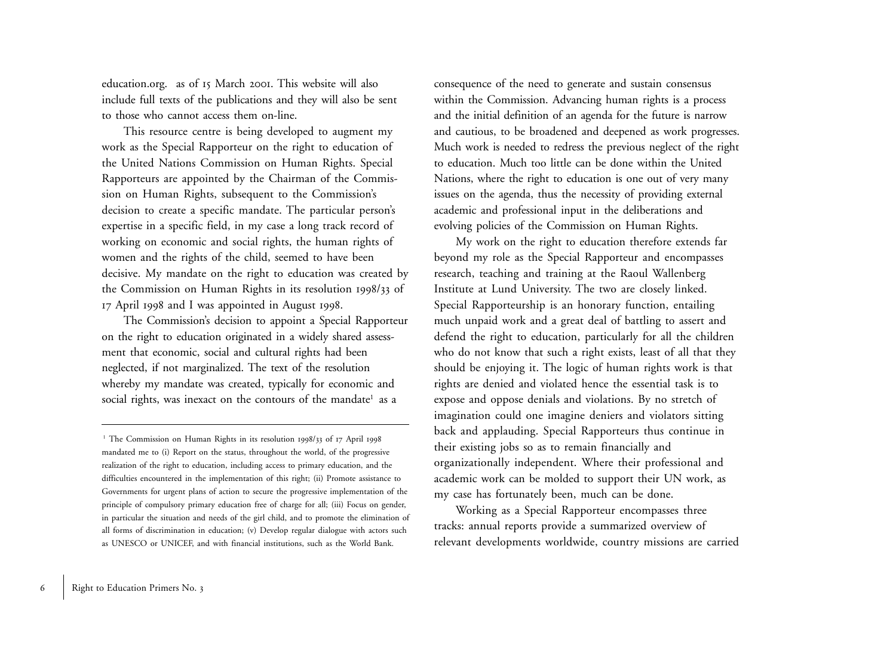education.org. as of 15 March 2001. This website will also include full texts of the publications and they will also be sent to those who cannot access them on-line.

This resource centre is being developed to augment my work as the Special Rapporteur on the right to education of the United Nations Commission on Human Rights. Special Rapporteurs are appointed by the Chairman of the Commission on Human Rights, subsequent to the Commission's decision to create a specific mandate. The particular person's expertise in a specific field, in my case a long track record of working on economic and social rights, the human rights of women and the rights of the child, seemed to have been decisive. My mandate on the right to education was created by the Commission on Human Rights in its resolution 1998/33 of 17 April 1998 and I was appointed in August 1998.

The Commission's decision to appoint a Special Rapporteur on the right to education originated in a widely shared assessment that economic, social and cultural rights had been neglected, if not marginalized. The text of the resolution whereby my mandate was created, typically for economic and social rights, was inexact on the contours of the mandate[1] as a consequence of the need to generate and sustain consensus within the Commission. Advancing human rights is a process and the initial definition of an agenda for the future is narrow and cautious, to be broadened and deepened as work progresses. Much work is needed to redress the previous neglect of the right to education. Much too little can be done within the United Nations, where the right to education is one out of very many issues on the agenda, thus the necessity of providing external academic and professional input in the deliberations and evolving policies of the Commission on Human Rights.

My work on the right to education therefore extends far beyond my role as the Special Rapporteur and encompasses research, teaching and training at the Raoul Wallenberg Institute at Lund University. The two are closely linked. Special Rapporteurship is an honorary function, entailing much unpaid work and a great deal of battling to assert and defend the right to education, particularly for all the children who do not know that such a right exists, least of all that they should be enjoying it. The logic of human rights work is that rights are denied and violated hence the essential task is to expose and oppose denials and violations. By no stretch of imagination could one imagine deniers and violators sitting back and applauding. Special Rapporteurs thus continue in their existing jobs so as to remain financially and organizationally independent. Where their professional and academic work can be molded to support their UN work, as my case has fortunately been, much can be done.

Working as a Special Rapporteur encompasses three tracks: annual reports provide a summarized overview of relevant developments worldwide, country missions are carried

---

[1] The Commission on Human Rights in its resolution 1998/33 of 17 April 1998 mandated me to (i) Report on the status, throughout the world, of the progressive realization of the right to education, including access to primary education, and the difficulties encountered in the implementation of this right; (ii) Promote assistance to Governments for urgent plans of action to secure the progressive implementation of the principle of compulsory primary education free of charge for all; (iii) Focus on gender, in particular the situation and needs of the girl child, and to promote the elimination of all forms of discrimination in education; (v) Develop regular dialogue with actors such as UNESCO or UNICEF, and with financial institutions, such as the World Bank.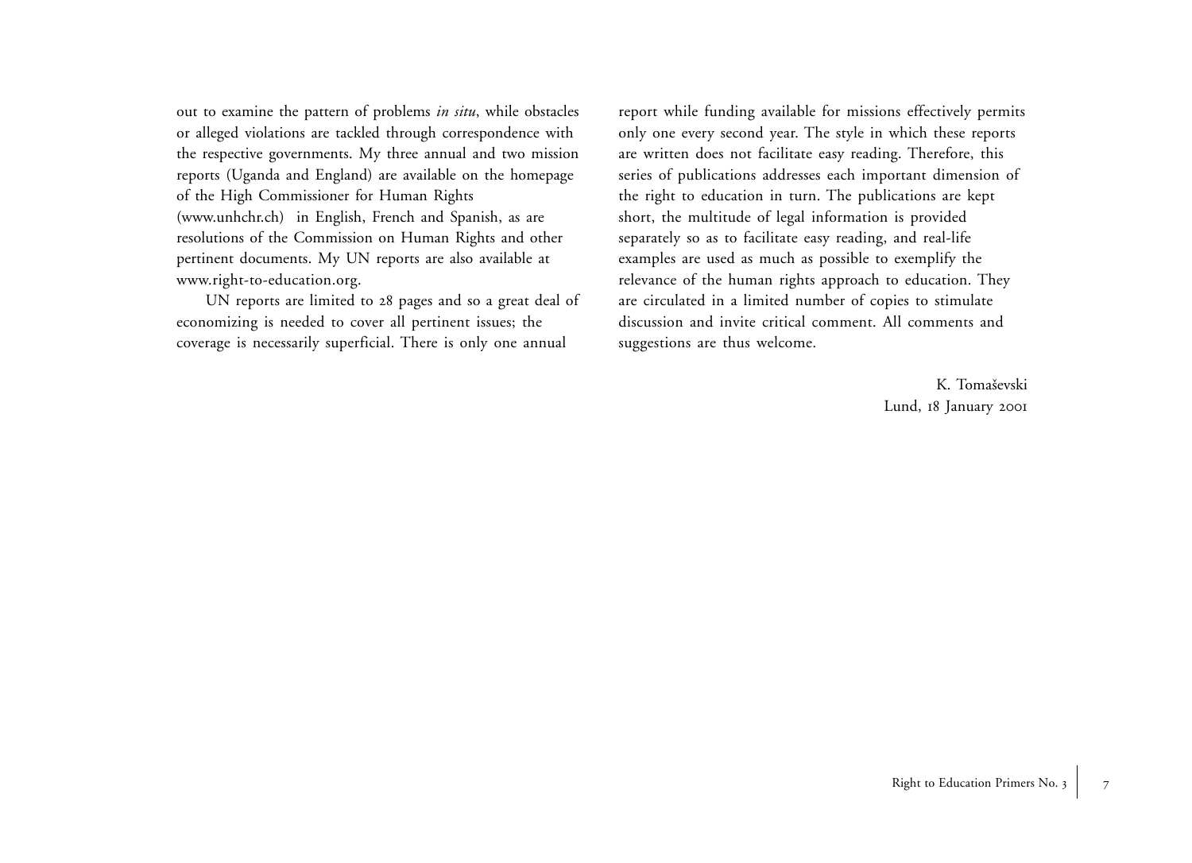out to examine the pattern of problems *in situ*, while obstacles or alleged violations are tackled through correspondence with the respective governments. My three annual and two mission reports (Uganda and England) are available on the homepage of the High Commissioner for Human Rights (www.unhchr.ch) in English, French and Spanish, as are resolutions of the Commission on Human Rights and other pertinent documents. My UN reports are also available at www.right-to-education.org.

UN reports are limited to 28 pages and so a great deal of economizing is needed to cover all pertinent issues; the coverage is necessarily superficial. There is only one annual report while funding available for missions effectively permits only one every second year. The style in which these reports are written does not facilitate easy reading. Therefore, this series of publications addresses each important dimension of the right to education in turn. The publications are kept short, the multitude of legal information is provided separately so as to facilitate easy reading, and real-life examples are used as much as possible to exemplify the relevance of the human rights approach to education. They are circulated in a limited number of copies to stimulate discussion and invite critical comment. All comments and suggestions are thus welcome.

K. Tomaševski
Lund, 18 January 2001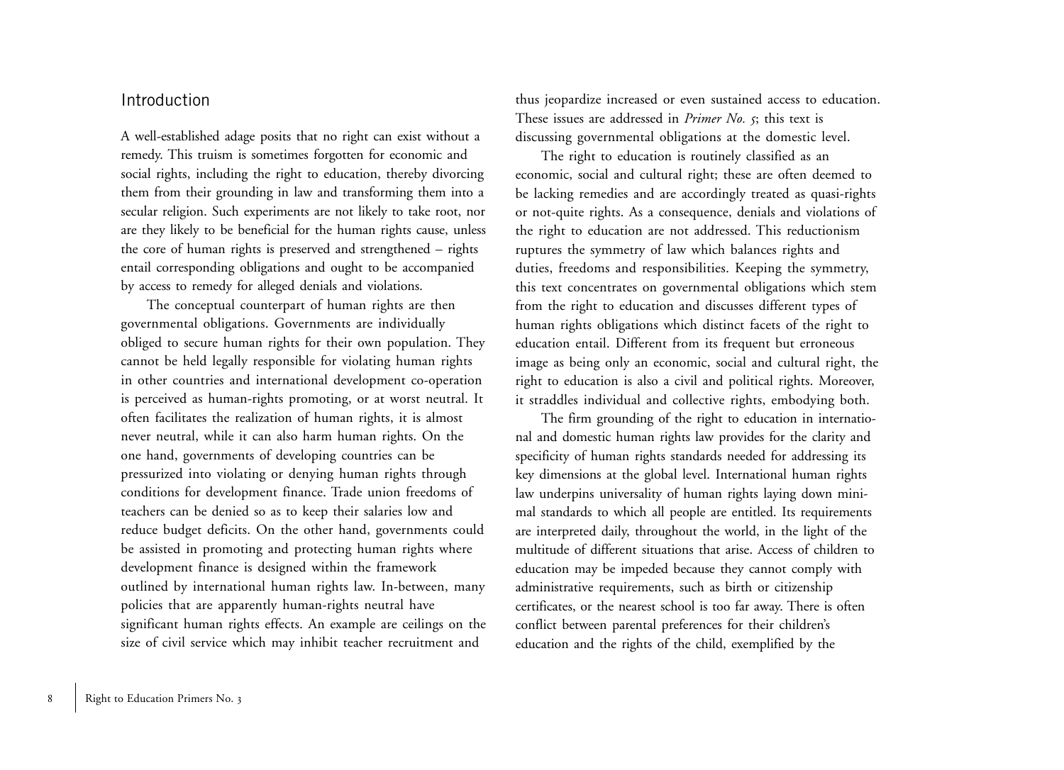## Introduction

A well-established adage posits that no right can exist without a remedy. This truism is sometimes forgotten for economic and social rights, including the right to education, thereby divorcing them from their grounding in law and transforming them into a secular religion. Such experiments are not likely to take root, nor are they likely to be beneficial for the human rights cause, unless the core of human rights is preserved and strengthened – rights entail corresponding obligations and ought to be accompanied by access to remedy for alleged denials and violations.

The conceptual counterpart of human rights are then governmental obligations. Governments are individually obliged to secure human rights for their own population. They cannot be held legally responsible for violating human rights in other countries and international development co-operation is perceived as human-rights promoting, or at worst neutral. It often facilitates the realization of human rights, it is almost never neutral, while it can also harm human rights. On the one hand, governments of developing countries can be pressurized into violating or denying human rights through conditions for development finance. Trade union freedoms of teachers can be denied so as to keep their salaries low and reduce budget deficits. On the other hand, governments could be assisted in promoting and protecting human rights where development finance is designed within the framework outlined by international human rights law. In-between, many policies that are apparently human-rights neutral have significant human rights effects. An example are ceilings on the size of civil service which may inhibit teacher recruitment and thus jeopardize increased or even sustained access to education. These issues are addressed in *Primer No. 5*; this text is discussing governmental obligations at the domestic level.

The right to education is routinely classified as an economic, social and cultural right; these are often deemed to be lacking remedies and are accordingly treated as quasi-rights or not-quite rights. As a consequence, denials and violations of the right to education are not addressed. This reductionism ruptures the symmetry of law which balances rights and duties, freedoms and responsibilities. Keeping the symmetry, this text concentrates on governmental obligations which stem from the right to education and discusses different types of human rights obligations which distinct facets of the right to education entail. Different from its frequent but erroneous image as being only an economic, social and cultural right, the right to education is also a civil and political rights. Moreover, it straddles individual and collective rights, embodying both.

The firm grounding of the right to education in international and domestic human rights law provides for the clarity and specificity of human rights standards needed for addressing its key dimensions at the global level. International human rights law underpins universality of human rights laying down minimal standards to which all people are entitled. Its requirements are interpreted daily, throughout the world, in the light of the multitude of different situations that arise. Access of children to education may be impeded because they cannot comply with administrative requirements, such as birth or citizenship certificates, or the nearest school is too far away. There is often conflict between parental preferences for their children's education and the rights of the child, exemplified by the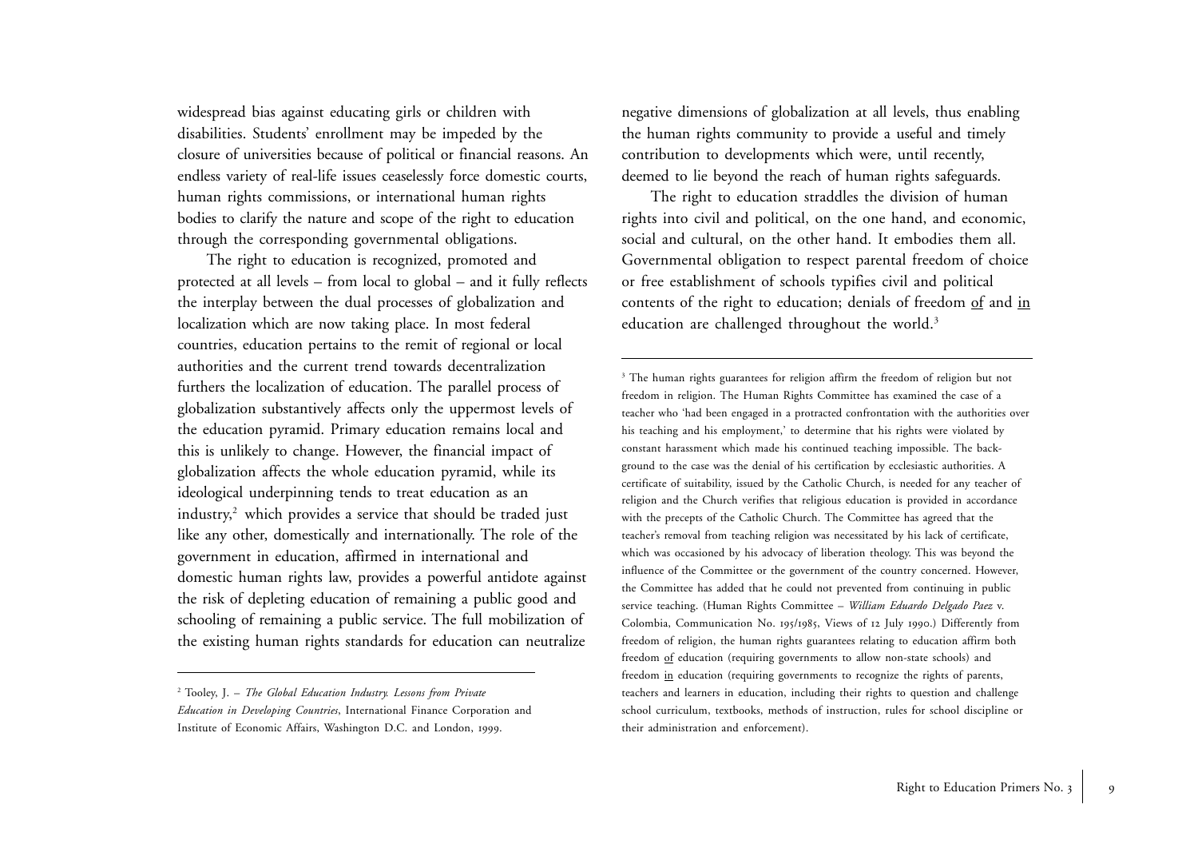widespread bias against educating girls or children with disabilities. Students' enrollment may be impeded by the closure of universities because of political or financial reasons. An endless variety of real-life issues ceaselessly force domestic courts, human rights commissions, or international human rights bodies to clarify the nature and scope of the right to education through the corresponding governmental obligations.

The right to education is recognized, promoted and protected at all levels – from local to global – and it fully reflects the interplay between the dual processes of globalization and localization which are now taking place. In most federal countries, education pertains to the remit of regional or local authorities and the current trend towards decentralization furthers the localization of education. The parallel process of globalization substantively affects only the uppermost levels of the education pyramid. Primary education remains local and this is unlikely to change. However, the financial impact of globalization affects the whole education pyramid, while its ideological underpinning tends to treat education as an industry,[2] which provides a service that should be traded just like any other, domestically and internationally. The role of the government in education, affirmed in international and domestic human rights law, provides a powerful antidote against the risk of depleting education of remaining a public good and schooling of remaining a public service. The full mobilization of the existing human rights standards for education can neutralize negative dimensions of globalization at all levels, thus enabling the human rights community to provide a useful and timely contribution to developments which were, until recently, deemed to lie beyond the reach of human rights safeguards.

The right to education straddles the division of human rights into civil and political, on the one hand, and economic, social and cultural, on the other hand. It embodies them all. Governmental obligation to respect parental freedom of choice or free establishment of schools typifies civil and political contents of the right to education; denials of freedom <u>of</u> and <u>in</u> education are challenged throughout the world.[3]

---

[2] Tooley, J. – *The Global Education Industry. Lessons from Private Education in Developing Countries*, International Finance Corporation and Institute of Economic Affairs, Washington D.C. and London, 1999.

[3] The human rights guarantees for religion affirm the freedom of religion but not freedom in religion. The Human Rights Committee has examined the case of a teacher who 'had been engaged in a protracted confrontation with the authorities over his teaching and his employment,' to determine that his rights were violated by constant harassment which made his continued teaching impossible. The background to the case was the denial of his certification by ecclesiastic authorities. A certificate of suitability, issued by the Catholic Church, is needed for any teacher of religion and the Church verifies that religious education is provided in accordance with the precepts of the Catholic Church. The Committee has agreed that the teacher's removal from teaching religion was necessitated by his lack of certificate, which was occasioned by his advocacy of liberation theology. This was beyond the influence of the Committee or the government of the country concerned. However, the Committee has added that he could not prevented from continuing in public service teaching. (Human Rights Committee – *William Eduardo Delgado Paez* v. Colombia, Communication No. 195/1985, Views of 12 July 1990.) Differently from freedom of religion, the human rights guarantees relating to education affirm both freedom <u>of</u> education (requiring governments to allow non-state schools) and freedom <u>in</u> education (requiring governments to recognize the rights of parents, teachers and learners in education, including their rights to question and challenge school curriculum, textbooks, methods of instruction, rules for school discipline or their administration and enforcement).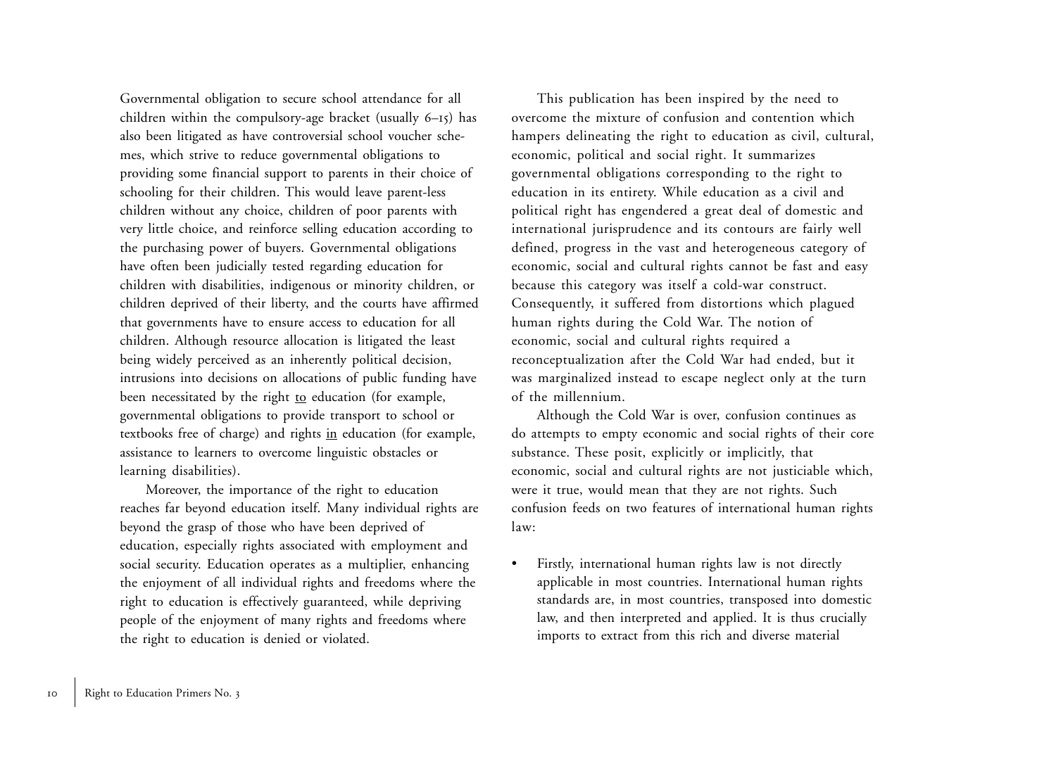Governmental obligation to secure school attendance for all children within the compulsory-age bracket (usually 6–15) has also been litigated as have controversial school voucher schemes, which strive to reduce governmental obligations to providing some financial support to parents in their choice of schooling for their children. This would leave parent-less children without any choice, children of poor parents with very little choice, and reinforce selling education according to the purchasing power of buyers. Governmental obligations have often been judicially tested regarding education for children with disabilities, indigenous or minority children, or children deprived of their liberty, and the courts have affirmed that governments have to ensure access to education for all children. Although resource allocation is litigated the least being widely perceived as an inherently political decision, intrusions into decisions on allocations of public funding have been necessitated by the right <u>to</u> education (for example, governmental obligations to provide transport to school or textbooks free of charge) and rights <u>in</u> education (for example, assistance to learners to overcome linguistic obstacles or learning disabilities).

Moreover, the importance of the right to education reaches far beyond education itself. Many individual rights are beyond the grasp of those who have been deprived of education, especially rights associated with employment and social security. Education operates as a multiplier, enhancing the enjoyment of all individual rights and freedoms where the right to education is effectively guaranteed, while depriving people of the enjoyment of many rights and freedoms where the right to education is denied or violated.

This publication has been inspired by the need to overcome the mixture of confusion and contention which hampers delineating the right to education as civil, cultural, economic, political and social right. It summarizes governmental obligations corresponding to the right to education in its entirety. While education as a civil and political right has engendered a great deal of domestic and international jurisprudence and its contours are fairly well defined, progress in the vast and heterogeneous category of economic, social and cultural rights cannot be fast and easy because this category was itself a cold-war construct. Consequently, it suffered from distortions which plagued human rights during the Cold War. The notion of economic, social and cultural rights required a reconceptualization after the Cold War had ended, but it was marginalized instead to escape neglect only at the turn of the millennium.

Although the Cold War is over, confusion continues as do attempts to empty economic and social rights of their core substance. These posit, explicitly or implicitly, that economic, social and cultural rights are not justiciable which, were it true, would mean that they are not rights. Such confusion feeds on two features of international human rights law:

- Firstly, international human rights law is not directly applicable in most countries. International human rights standards are, in most countries, transposed into domestic law, and then interpreted and applied. It is thus crucially imports to extract from this rich and diverse material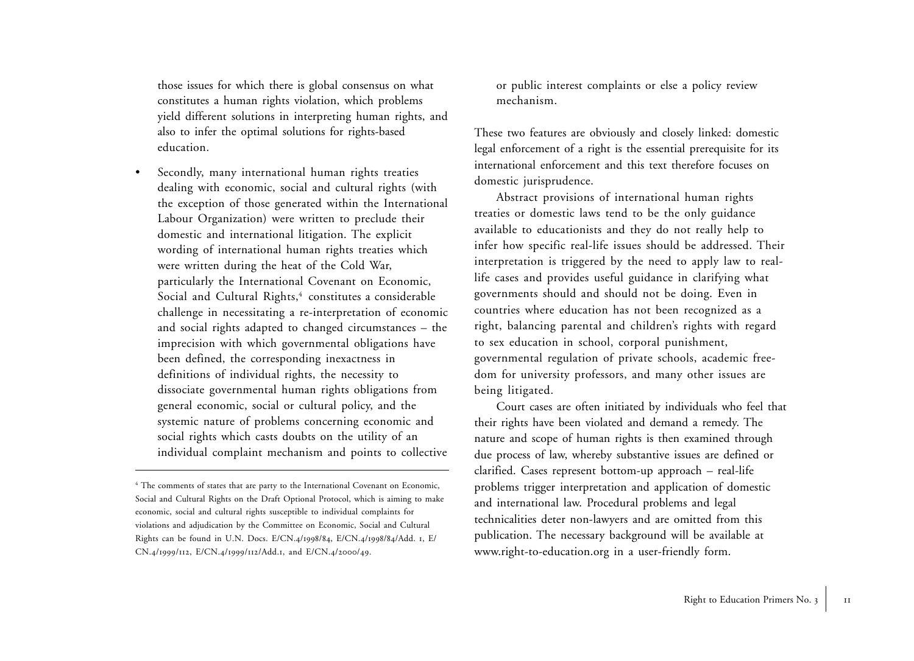those issues for which there is global consensus on what constitutes a human rights violation, which problems yield different solutions in interpreting human rights, and also to infer the optimal solutions for rights-based education.

- Secondly, many international human rights treaties dealing with economic, social and cultural rights (with the exception of those generated within the International Labour Organization) were written to preclude their domestic and international litigation. The explicit wording of international human rights treaties which were written during the heat of the Cold War, particularly the International Covenant on Economic, Social and Cultural Rights,[4] constitutes a considerable challenge in necessitating a re-interpretation of economic and social rights adapted to changed circumstances – the imprecision with which governmental obligations have been defined, the corresponding inexactness in definitions of individual rights, the necessity to dissociate governmental human rights obligations from general economic, social or cultural policy, and the systemic nature of problems concerning economic and social rights which casts doubts on the utility of an individual complaint mechanism and points to collective or public interest complaints or else a policy review mechanism.

These two features are obviously and closely linked: domestic legal enforcement of a right is the essential prerequisite for its international enforcement and this text therefore focuses on domestic jurisprudence.

Abstract provisions of international human rights treaties or domestic laws tend to be the only guidance available to educationists and they do not really help to infer how specific real-life issues should be addressed. Their interpretation is triggered by the need to apply law to real-life cases and provides useful guidance in clarifying what governments should and should not be doing. Even in countries where education has not been recognized as a right, balancing parental and children's rights with regard to sex education in school, corporal punishment, governmental regulation of private schools, academic freedom for university professors, and many other issues are being litigated.

Court cases are often initiated by individuals who feel that their rights have been violated and demand a remedy. The nature and scope of human rights is then examined through due process of law, whereby substantive issues are defined or clarified. Cases represent bottom-up approach – real-life problems trigger interpretation and application of domestic and international law. Procedural problems and legal technicalities deter non-lawyers and are omitted from this publication. The necessary background will be available at www.right-to-education.org in a user-friendly form.

---

[4] The comments of states that are party to the International Covenant on Economic, Social and Cultural Rights on the Draft Optional Protocol, which is aiming to make economic, social and cultural rights susceptible to individual complaints for violations and adjudication by the Committee on Economic, Social and Cultural Rights can be found in U.N. Docs. E/CN.4/1998/84, E/CN.4/1998/84/Add. 1, E/CN.4/1999/112, E/CN.4/1999/112/Add.1, and E/CN.4/2000/49.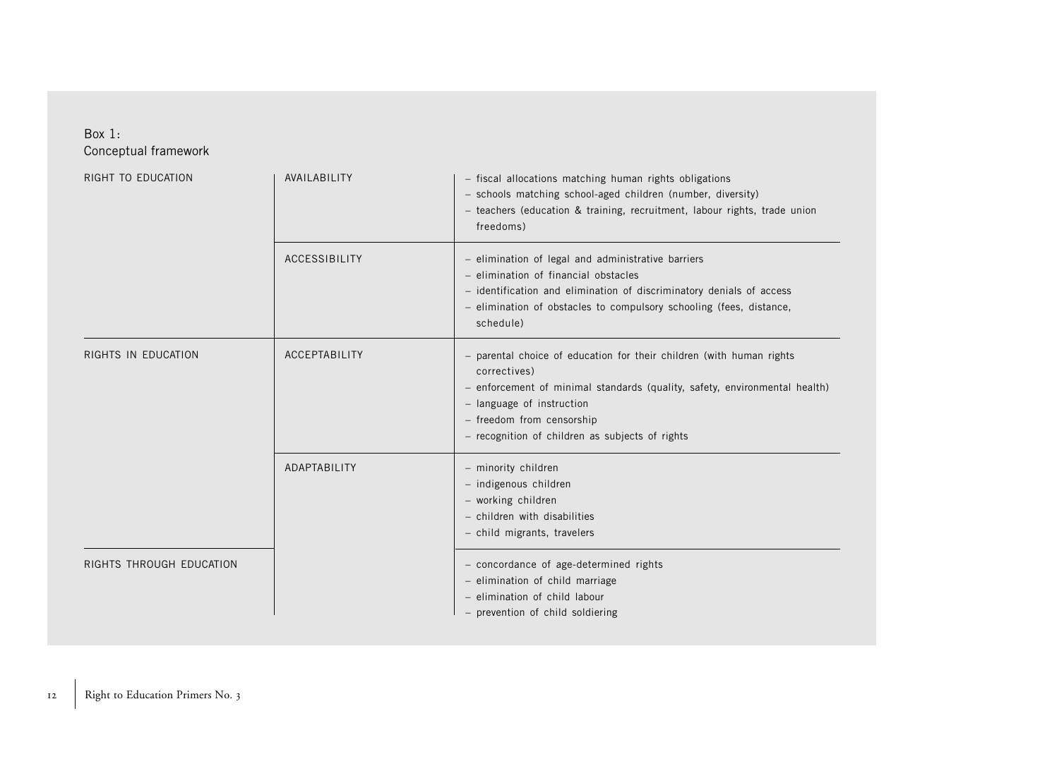Box 1:
Conceptual framework

| | | |
|---|---|---|
| RIGHT TO EDUCATION | AVAILABILITY | – fiscal allocations matching human rights obligations<br>– schools matching school-aged children (number, diversity)<br>– teachers (education & training, recruitment, labour rights, trade union freedoms) |
| | ACCESSIBILITY | – elimination of legal and administrative barriers<br>– elimination of financial obstacles<br>– identification and elimination of discriminatory denials of access<br>– elimination of obstacles to compulsory schooling (fees, distance, schedule) |
| RIGHTS IN EDUCATION | ACCEPTABILITY | – parental choice of education for their children (with human rights correctives)<br>– enforcement of minimal standards (quality, safety, environmental health)<br>– language of instruction<br>– freedom from censorship<br>– recognition of children as subjects of rights |
| | ADAPTABILITY | – minority children<br>– indigenous children<br>– working children<br>– children with disabilities<br>– child migrants, travelers |
| RIGHTS THROUGH EDUCATION | | – concordance of age-determined rights<br>– elimination of child marriage<br>– elimination of child labour<br>– prevention of child soldiering |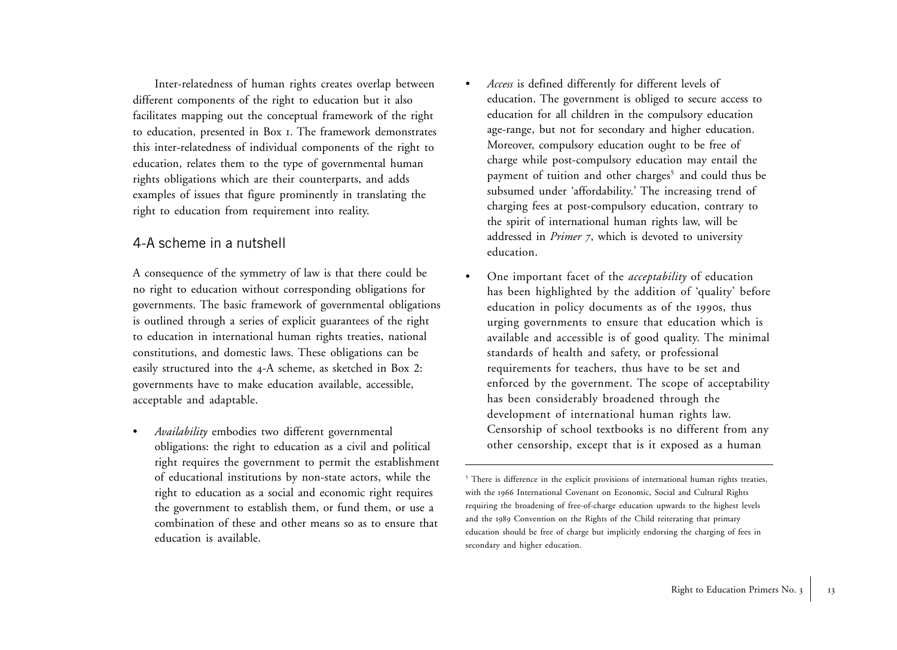Inter-relatedness of human rights creates overlap between different components of the right to education but it also facilitates mapping out the conceptual framework of the right to education, presented in Box 1. The framework demonstrates this inter-relatedness of individual components of the right to education, relates them to the type of governmental human rights obligations which are their counterparts, and adds examples of issues that figure prominently in translating the right to education from requirement into reality.

## 4-A scheme in a nutshell

A consequence of the symmetry of law is that there could be no right to education without corresponding obligations for governments. The basic framework of governmental obligations is outlined through a series of explicit guarantees of the right to education in international human rights treaties, national constitutions, and domestic laws. These obligations can be easily structured into the 4-A scheme, as sketched in Box 2: governments have to make education available, accessible, acceptable and adaptable.

- *Availability* embodies two different governmental obligations: the right to education as a civil and political right requires the government to permit the establishment of educational institutions by non-state actors, while the right to education as a social and economic right requires the government to establish them, or fund them, or use a combination of these and other means so as to ensure that education is available.
- *Access* is defined differently for different levels of education. The government is obliged to secure access to education for all children in the compulsory education age-range, but not for secondary and higher education. Moreover, compulsory education ought to be free of charge while post-compulsory education may entail the payment of tuition and other charges[5] and could thus be subsumed under 'affordability.' The increasing trend of charging fees at post-compulsory education, contrary to the spirit of international human rights law, will be addressed in *Primer 7*, which is devoted to university education.
- One important facet of the *acceptability* of education has been highlighted by the addition of 'quality' before education in policy documents as of the 1990s, thus urging governments to ensure that education which is available and accessible is of good quality. The minimal standards of health and safety, or professional requirements for teachers, thus have to be set and enforced by the government. The scope of acceptability has been considerably broadened through the development of international human rights law. Censorship of school textbooks is no different from any other censorship, except that is it exposed as a human

[5] There is difference in the explicit provisions of international human rights treaties, with the 1966 International Covenant on Economic, Social and Cultural Rights requiring the broadening of free-of-charge education upwards to the highest levels and the 1989 Convention on the Rights of the Child reiterating that primary education should be free of charge but implicitly endorsing the charging of fees in secondary and higher education.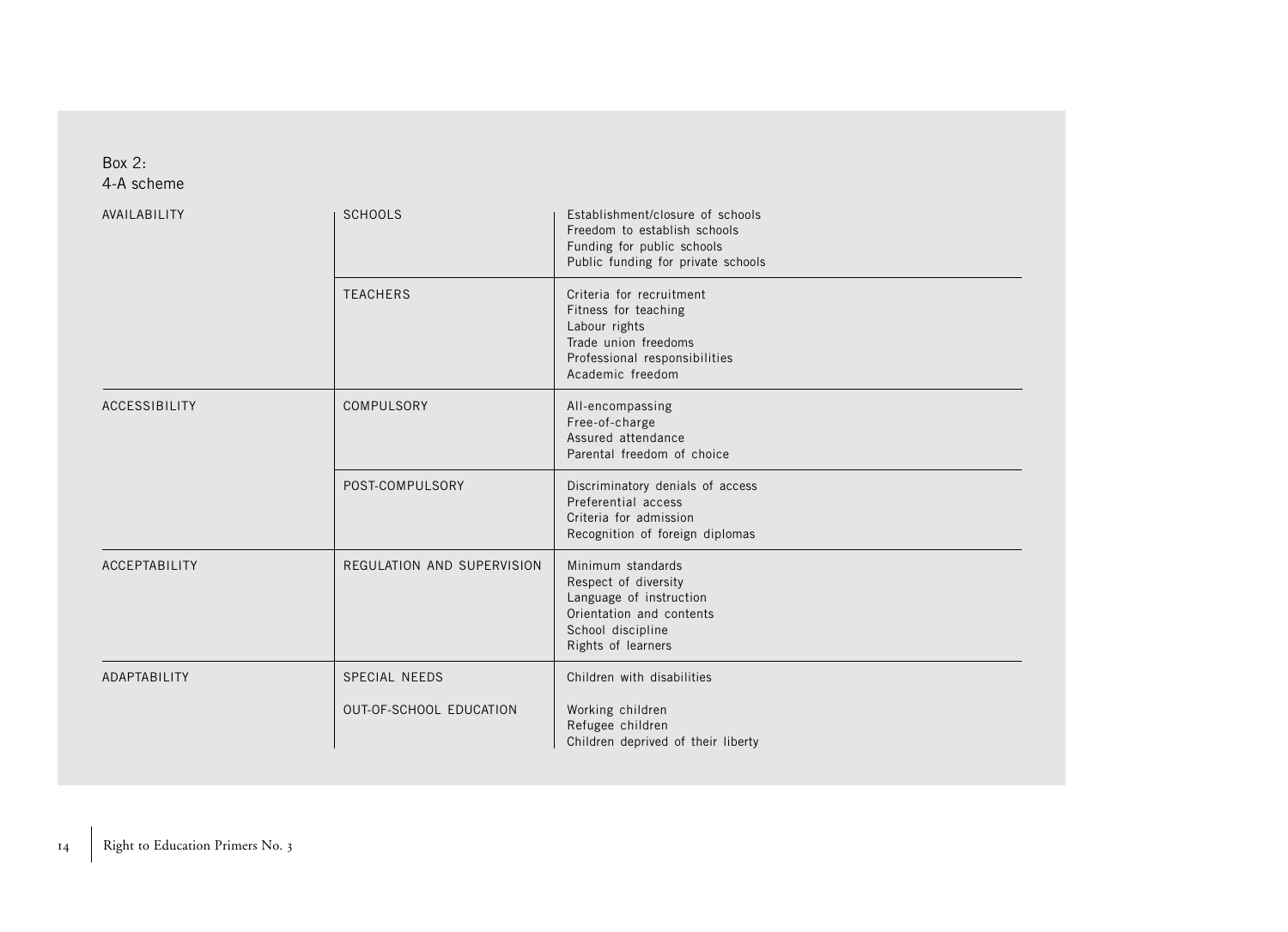Box 2:
4-A scheme

| | | |
|---|---|---|
| AVAILABILITY | SCHOOLS | Establishment/closure of schools<br>Freedom to establish schools<br>Funding for public schools<br>Public funding for private schools |
| | TEACHERS | Criteria for recruitment<br>Fitness for teaching<br>Labour rights<br>Trade union freedoms<br>Professional responsibilities<br>Academic freedom |
| ACCESSIBILITY | COMPULSORY | All-encompassing<br>Free-of-charge<br>Assured attendance<br>Parental freedom of choice |
| | POST-COMPULSORY | Discriminatory denials of access<br>Preferential access<br>Criteria for admission<br>Recognition of foreign diplomas |
| ACCEPTABILITY | REGULATION AND SUPERVISION | Minimum standards<br>Respect of diversity<br>Language of instruction<br>Orientation and contents<br>School discipline<br>Rights of learners |
| ADAPTABILITY | SPECIAL NEEDS | Children with disabilities |
| | OUT-OF-SCHOOL EDUCATION | Working children<br>Refugee children<br>Children deprived of their liberty |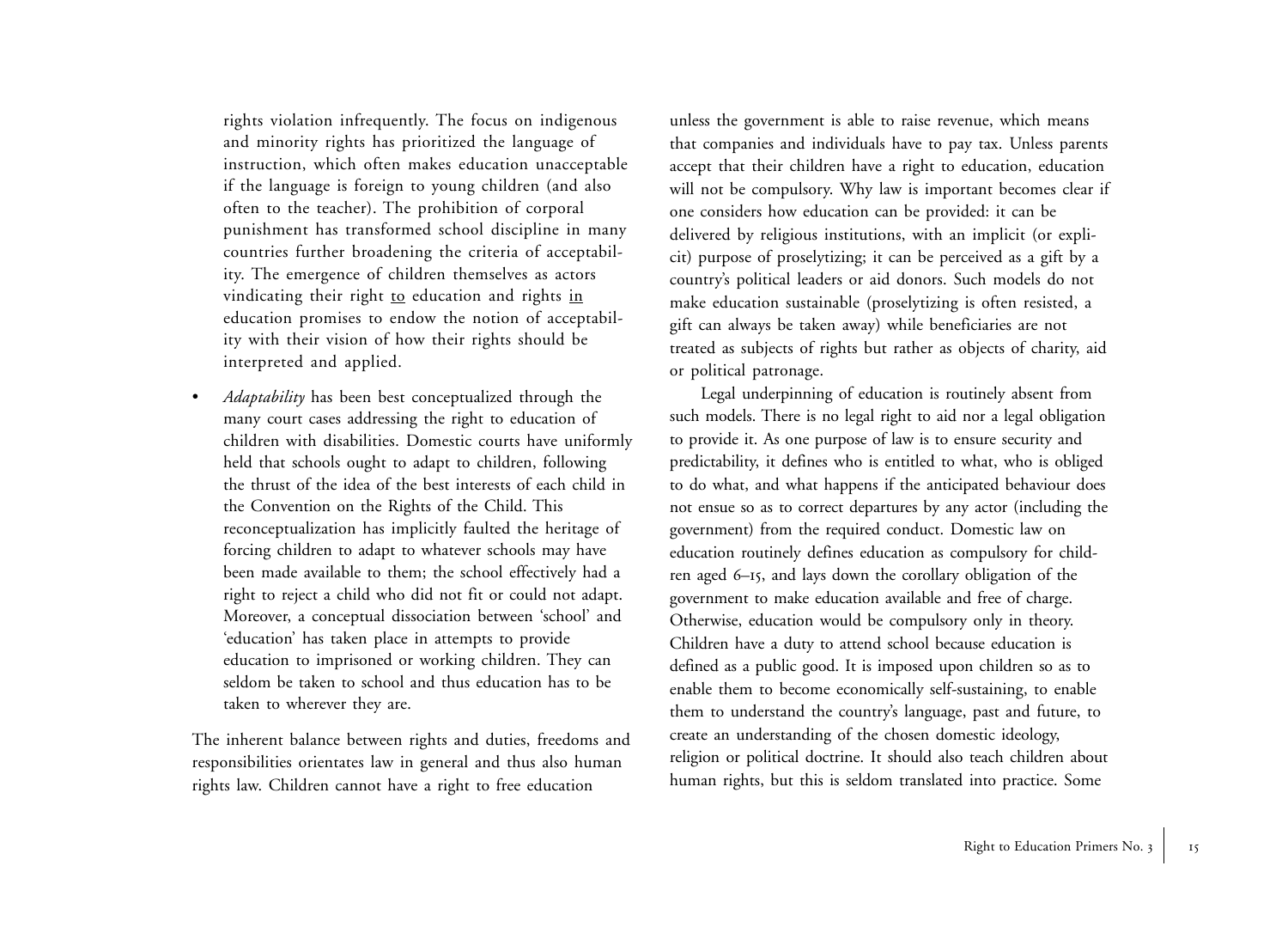rights violation infrequently. The focus on indigenous and minority rights has prioritized the language of instruction, which often makes education unacceptable if the language is foreign to young children (and also often to the teacher). The prohibition of corporal punishment has transformed school discipline in many countries further broadening the criteria of acceptability. The emergence of children themselves as actors vindicating their right <u>to</u> education and rights <u>in</u> education promises to endow the notion of acceptability with their vision of how their rights should be interpreted and applied.

- *Adaptability* has been best conceptualized through the many court cases addressing the right to education of children with disabilities. Domestic courts have uniformly held that schools ought to adapt to children, following the thrust of the idea of the best interests of each child in the Convention on the Rights of the Child. This reconceptualization has implicitly faulted the heritage of forcing children to adapt to whatever schools may have been made available to them; the school effectively had a right to reject a child who did not fit or could not adapt. Moreover, a conceptual dissociation between 'school' and 'education' has taken place in attempts to provide education to imprisoned or working children. They can seldom be taken to school and thus education has to be taken to wherever they are.

The inherent balance between rights and duties, freedoms and responsibilities orientates law in general and thus also human rights law. Children cannot have a right to free education unless the government is able to raise revenue, which means that companies and individuals have to pay tax. Unless parents accept that their children have a right to education, education will not be compulsory. Why law is important becomes clear if one considers how education can be provided: it can be delivered by religious institutions, with an implicit (or explicit) purpose of proselytizing; it can be perceived as a gift by a country's political leaders or aid donors. Such models do not make education sustainable (proselytizing is often resisted, a gift can always be taken away) while beneficiaries are not treated as subjects of rights but rather as objects of charity, aid or political patronage.

Legal underpinning of education is routinely absent from such models. There is no legal right to aid nor a legal obligation to provide it. As one purpose of law is to ensure security and predictability, it defines who is entitled to what, who is obliged to do what, and what happens if the anticipated behaviour does not ensue so as to correct departures by any actor (including the government) from the required conduct. Domestic law on education routinely defines education as compulsory for children aged 6–15, and lays down the corollary obligation of the government to make education available and free of charge. Otherwise, education would be compulsory only in theory. Children have a duty to attend school because education is defined as a public good. It is imposed upon children so as to enable them to become economically self-sustaining, to enable them to understand the country's language, past and future, to create an understanding of the chosen domestic ideology, religion or political doctrine. It should also teach children about human rights, but this is seldom translated into practice. Some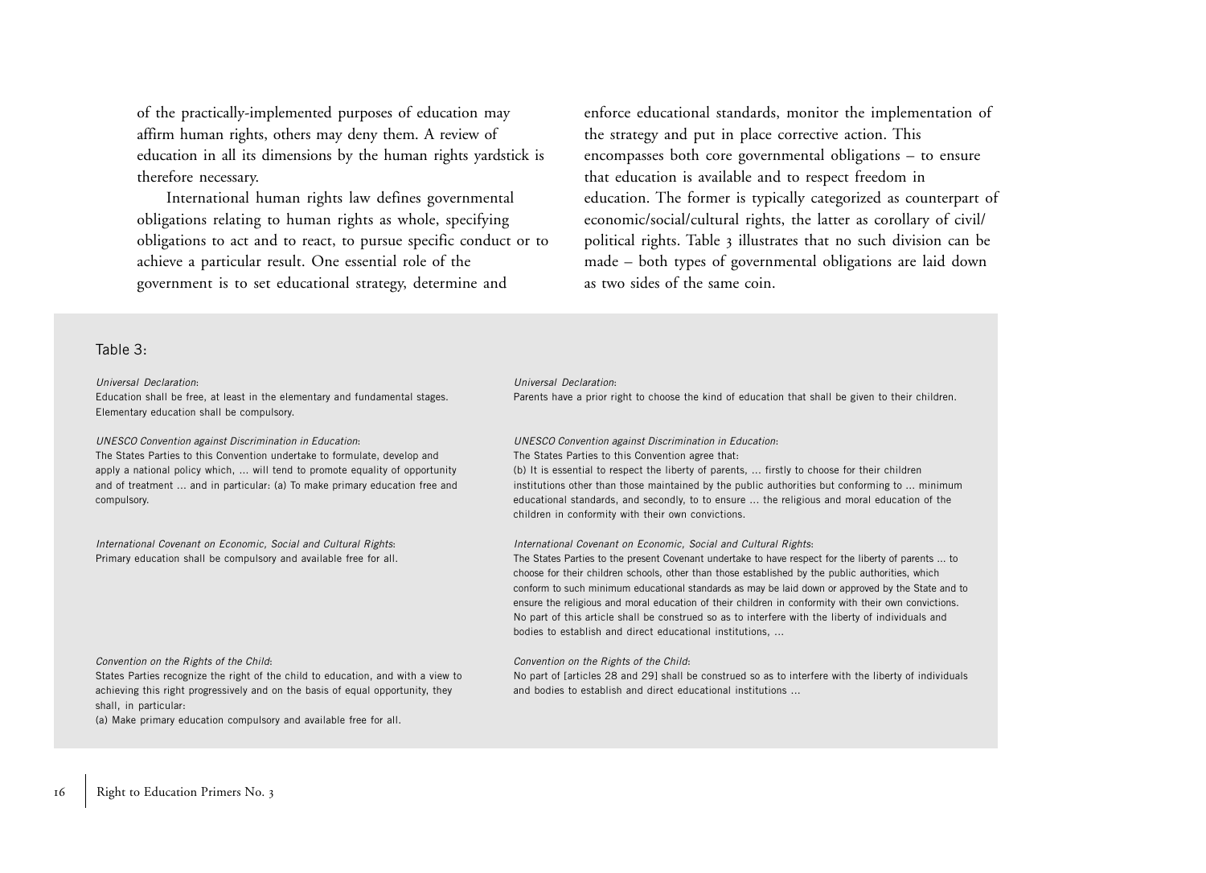of the practically-implemented purposes of education may affirm human rights, others may deny them. A review of education in all its dimensions by the human rights yardstick is therefore necessary.

International human rights law defines governmental obligations relating to human rights as whole, specifying obligations to act and to react, to pursue specific conduct or to achieve a particular result. One essential role of the government is to set educational strategy, determine and enforce educational standards, monitor the implementation of the strategy and put in place corrective action. This encompasses both core governmental obligations – to ensure that education is available and to respect freedom in education. The former is typically categorized as counterpart of economic/social/cultural rights, the latter as corollary of civil/political rights. Table 3 illustrates that no such division can be made – both types of governmental obligations are laid down as two sides of the same coin.

Table 3:

| | |
|---|---|
| *Universal Declaration*:<br>Education shall be free, at least in the elementary and fundamental stages. Elementary education shall be compulsory. | *Universal Declaration*:<br>Parents have a prior right to choose the kind of education that shall be given to their children. |
| *UNESCO Convention against Discrimination in Education*:<br>The States Parties to this Convention undertake to formulate, develop and apply a national policy which, ... will tend to promote equality of opportunity and of treatment ... and in particular: (a) To make primary education free and compulsory. | *UNESCO Convention against Discrimination in Education*:<br>The States Parties to this Convention agree that:<br>(b) It is essential to respect the liberty of parents, ... firstly to choose for their children institutions other than those maintained by the public authorities but conforming to ... minimum educational standards, and secondly, to to ensure ... the religious and moral education of the children in conformity with their own convictions. |
| *International Covenant on Economic, Social and Cultural Rights*:<br>Primary education shall be compulsory and available free for all. | *International Covenant on Economic, Social and Cultural Rights*:<br>The States Parties to the present Covenant undertake to have respect for the liberty of parents ... to choose for their children schools, other than those established by the public authorities, which conform to such minimum educational standards as may be laid down or approved by the State and to ensure the religious and moral education of their children in conformity with their own convictions. No part of this article shall be construed so as to interfere with the liberty of individuals and bodies to establish and direct educational institutions, ... |
| *Convention on the Rights of the Child*:<br>States Parties recognize the right of the child to education, and with a view to achieving this right progressively and on the basis of equal opportunity, they shall, in particular:<br>(a) Make primary education compulsory and available free for all. | *Convention on the Rights of the Child*:<br>No part of [articles 28 and 29] shall be construed so as to interfere with the liberty of individuals and bodies to establish and direct educational institutions ... |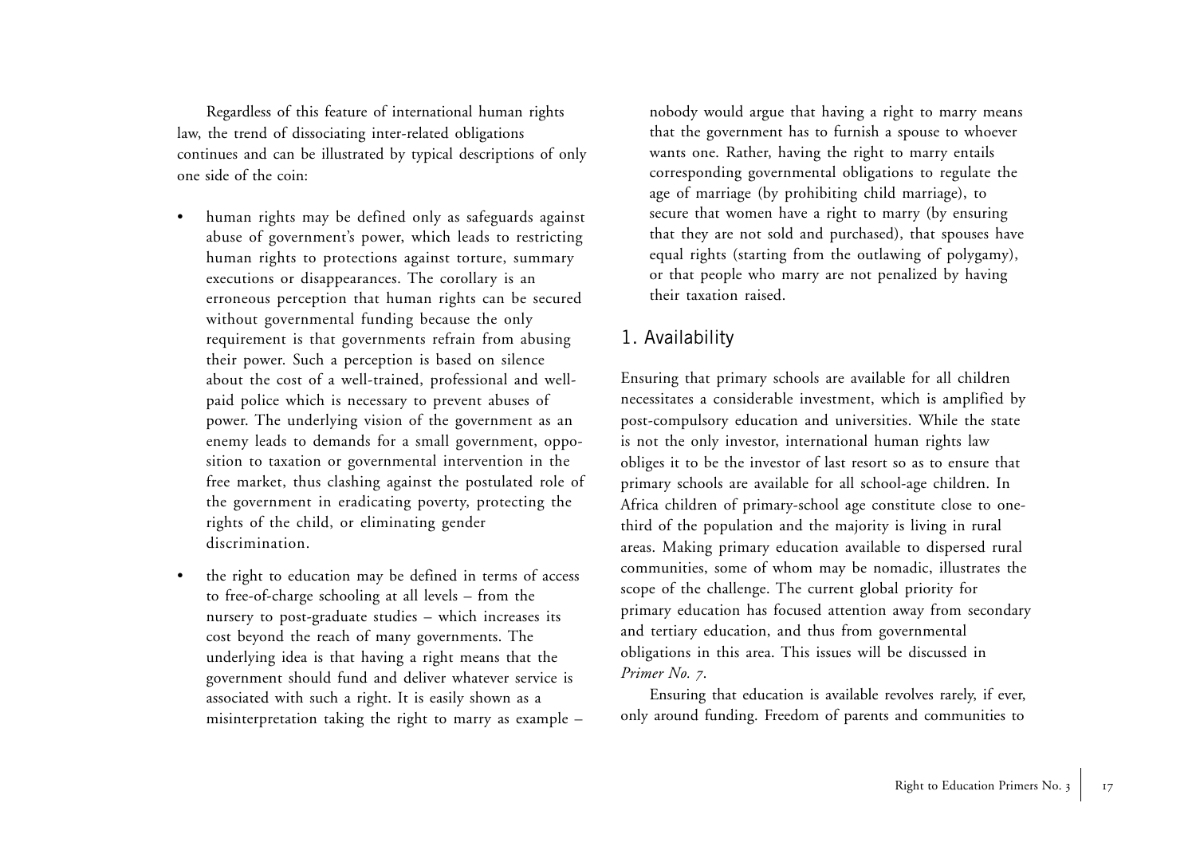Regardless of this feature of international human rights law, the trend of dissociating inter-related obligations continues and can be illustrated by typical descriptions of only one side of the coin:

- human rights may be defined only as safeguards against abuse of government's power, which leads to restricting human rights to protections against torture, summary executions or disappearances. The corollary is an erroneous perception that human rights can be secured without governmental funding because the only requirement is that governments refrain from abusing their power. Such a perception is based on silence about the cost of a well-trained, professional and well-paid police which is necessary to prevent abuses of power. The underlying vision of the government as an enemy leads to demands for a small government, opposition to taxation or governmental intervention in the free market, thus clashing against the postulated role of the government in eradicating poverty, protecting the rights of the child, or eliminating gender discrimination.
- the right to education may be defined in terms of access to free-of-charge schooling at all levels – from the nursery to post-graduate studies – which increases its cost beyond the reach of many governments. The underlying idea is that having a right means that the government should fund and deliver whatever service is associated with such a right. It is easily shown as a misinterpretation taking the right to marry as example – nobody would argue that having a right to marry means that the government has to furnish a spouse to whoever wants one. Rather, having the right to marry entails corresponding governmental obligations to regulate the age of marriage (by prohibiting child marriage), to secure that women have a right to marry (by ensuring that they are not sold and purchased), that spouses have equal rights (starting from the outlawing of polygamy), or that people who marry are not penalized by having their taxation raised.

## 1. Availability

Ensuring that primary schools are available for all children necessitates a considerable investment, which is amplified by post-compulsory education and universities. While the state is not the only investor, international human rights law obliges it to be the investor of last resort so as to ensure that primary schools are available for all school-age children. In Africa children of primary-school age constitute close to one-third of the population and the majority is living in rural areas. Making primary education available to dispersed rural communities, some of whom may be nomadic, illustrates the scope of the challenge. The current global priority for primary education has focused attention away from secondary and tertiary education, and thus from governmental obligations in this area. This issues will be discussed in *Primer No. 7*.

Ensuring that education is available revolves rarely, if ever, only around funding. Freedom of parents and communities to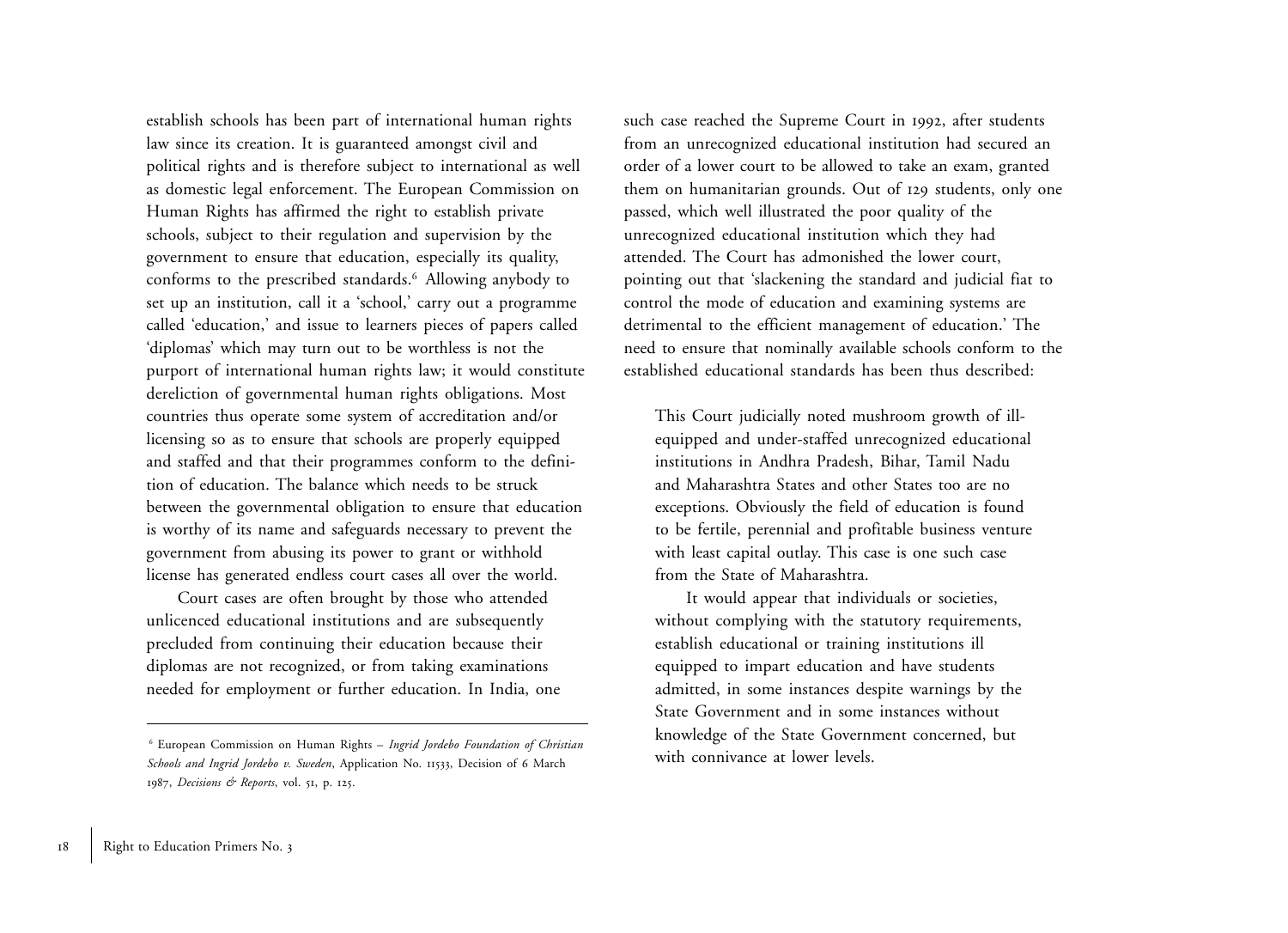establish schools has been part of international human rights law since its creation. It is guaranteed amongst civil and political rights and is therefore subject to international as well as domestic legal enforcement. The European Commission on Human Rights has affirmed the right to establish private schools, subject to their regulation and supervision by the government to ensure that education, especially its quality, conforms to the prescribed standards.[6] Allowing anybody to set up an institution, call it a 'school,' carry out a programme called 'education,' and issue to learners pieces of papers called 'diplomas' which may turn out to be worthless is not the purport of international human rights law; it would constitute dereliction of governmental human rights obligations. Most countries thus operate some system of accreditation and/or licensing so as to ensure that schools are properly equipped and staffed and that their programmes conform to the definition of education. The balance which needs to be struck between the governmental obligation to ensure that education is worthy of its name and safeguards necessary to prevent the government from abusing its power to grant or withhold license has generated endless court cases all over the world.

Court cases are often brought by those who attended unlicenced educational institutions and are subsequently precluded from continuing their education because their diplomas are not recognized, or from taking examinations needed for employment or further education. In India, one such case reached the Supreme Court in 1992, after students from an unrecognized educational institution had secured an order of a lower court to be allowed to take an exam, granted them on humanitarian grounds. Out of 129 students, only one passed, which well illustrated the poor quality of the unrecognized educational institution which they had attended. The Court has admonished the lower court, pointing out that 'slackening the standard and judicial fiat to control the mode of education and examining systems are detrimental to the efficient management of education.' The need to ensure that nominally available schools conform to the established educational standards has been thus described:

> This Court judicially noted mushroom growth of ill-equipped and under-staffed unrecognized educational institutions in Andhra Pradesh, Bihar, Tamil Nadu and Maharashtra States and other States too are no exceptions. Obviously the field of education is found to be fertile, perennial and profitable business venture with least capital outlay. This case is one such case from the State of Maharashtra.
>
> It would appear that individuals or societies, without complying with the statutory requirements, establish educational or training institutions ill equipped to impart education and have students admitted, in some instances despite warnings by the State Government and in some instances without knowledge of the State Government concerned, but with connivance at lower levels.

---

[6] European Commission on Human Rights – *Ingrid Jordebo Foundation of Christian Schools and Ingrid Jordebo v. Sweden*, Application No. 11533, Decision of 6 March 1987, *Decisions & Reports*, vol. 51, p. 125.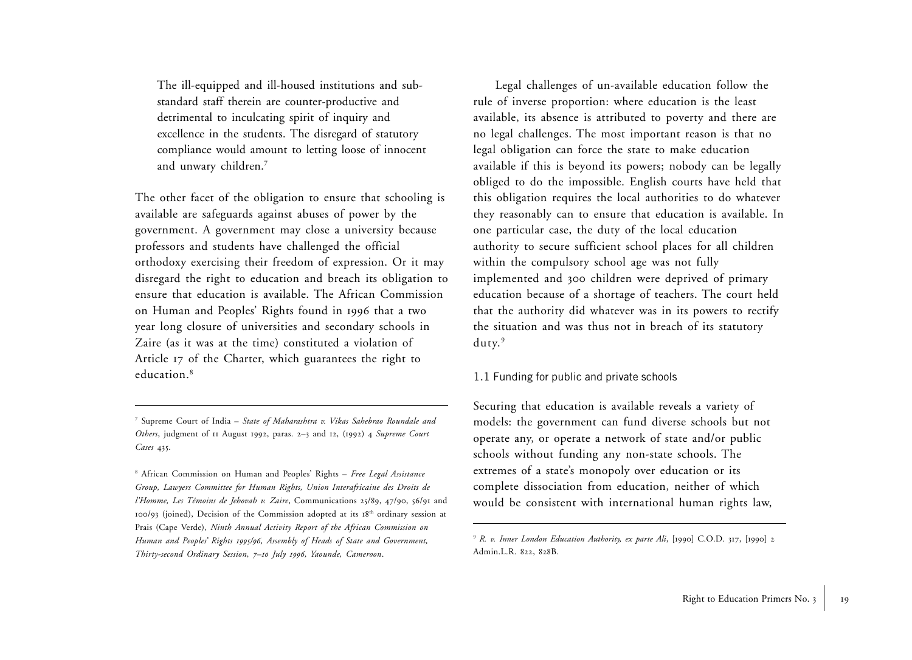> The ill-equipped and ill-housed institutions and sub-standard staff therein are counter-productive and detrimental to inculcating spirit of inquiry and excellence in the students. The disregard of statutory compliance would amount to letting loose of innocent and unwary children.[7]

The other facet of the obligation to ensure that schooling is available are safeguards against abuses of power by the government. A government may close a university because professors and students have challenged the official orthodoxy exercising their freedom of expression. Or it may disregard the right to education and breach its obligation to ensure that education is available. The African Commission on Human and Peoples' Rights found in 1996 that a two year long closure of universities and secondary schools in Zaire (as it was at the time) constituted a violation of Article 17 of the Charter, which guarantees the right to education.[8]

Legal challenges of un-available education follow the rule of inverse proportion: where education is the least available, its absence is attributed to poverty and there are no legal challenges. The most important reason is that no legal obligation can force the state to make education available if this is beyond its powers; nobody can be legally obliged to do the impossible. English courts have held that this obligation requires the local authorities to do whatever they reasonably can to ensure that education is available. In one particular case, the duty of the local education authority to secure sufficient school places for all children within the compulsory school age was not fully implemented and 300 children were deprived of primary education because of a shortage of teachers. The court held that the authority did whatever was in its powers to rectify the situation and was thus not in breach of its statutory duty.[9]

### 1.1 Funding for public and private schools

Securing that education is available reveals a variety of models: the government can fund diverse schools but not operate any, or operate a network of state and/or public schools without funding any non-state schools. The extremes of a state's monopoly over education or its complete dissociation from education, neither of which would be consistent with international human rights law,

---

[7] Supreme Court of India – *State of Maharashtra v. Vikas Sahebrao Roundale and Others*, judgment of 11 August 1992, paras. 2–3 and 12, (1992) 4 *Supreme Court Cases* 435.

[8] African Commission on Human and Peoples' Rights – *Free Legal Assistance Group, Lawyers Committee for Human Rights, Union Interafricaine des Droits de l'Homme, Les Témoins de Jehovah v. Zaire*, Communications 25/89, 47/90, 56/91 and 100/93 (joined), Decision of the Commission adopted at its 18th ordinary session at Prais (Cape Verde), *Ninth Annual Activity Report of the African Commission on Human and Peoples' Rights 1995/96, Assembly of Heads of State and Government, Thirty-second Ordinary Session, 7–10 July 1996, Yaounde, Cameroon*.

[9] *R. v. Inner London Education Authority, ex parte Ali*, [1990] C.O.D. 317, [1990] 2 Admin.L.R. 822, 828B.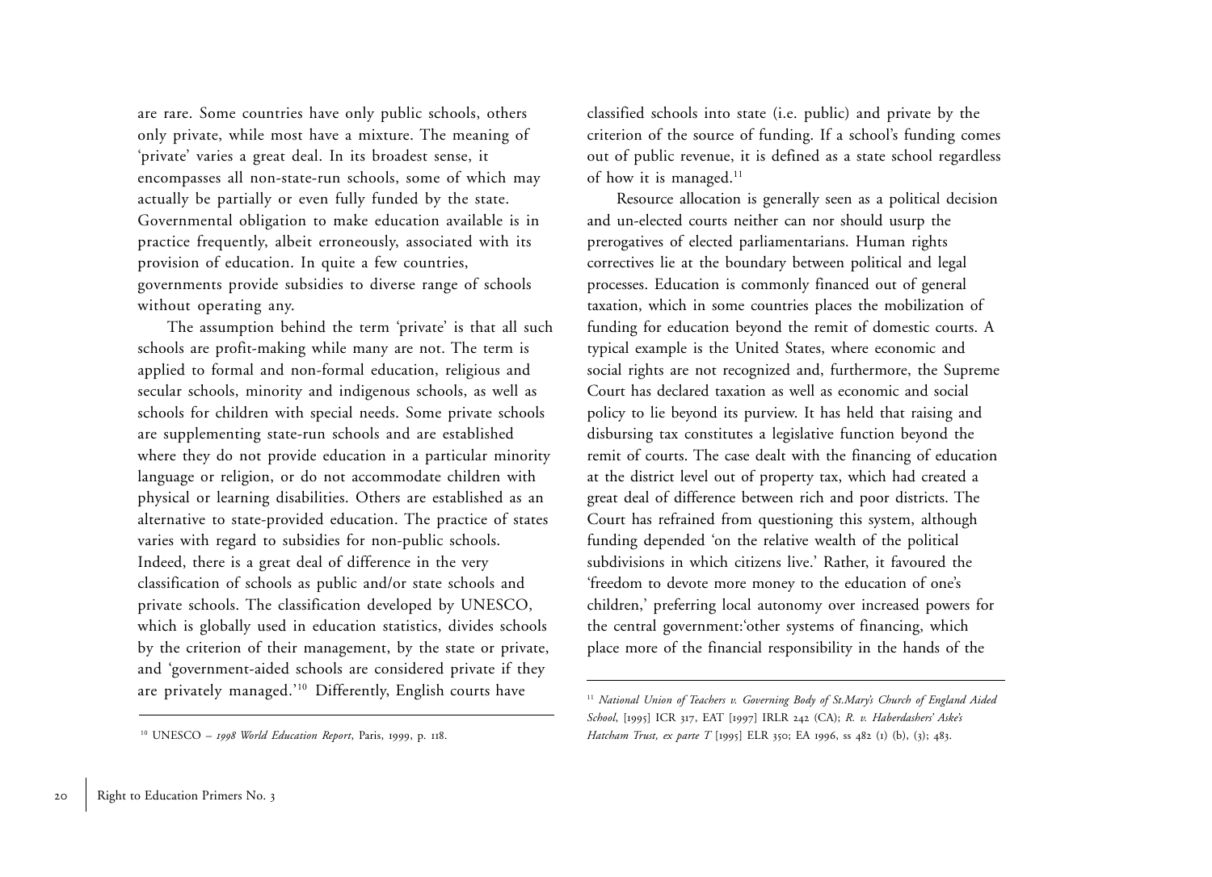are rare. Some countries have only public schools, others only private, while most have a mixture. The meaning of 'private' varies a great deal. In its broadest sense, it encompasses all non-state-run schools, some of which may actually be partially or even fully funded by the state. Governmental obligation to make education available is in practice frequently, albeit erroneously, associated with its provision of education. In quite a few countries, governments provide subsidies to diverse range of schools without operating any.

The assumption behind the term 'private' is that all such schools are profit-making while many are not. The term is applied to formal and non-formal education, religious and secular schools, minority and indigenous schools, as well as schools for children with special needs. Some private schools are supplementing state-run schools and are established where they do not provide education in a particular minority language or religion, or do not accommodate children with physical or learning disabilities. Others are established as an alternative to state-provided education. The practice of states varies with regard to subsidies for non-public schools. Indeed, there is a great deal of difference in the very classification of schools as public and/or state schools and private schools. The classification developed by UNESCO, which is globally used in education statistics, divides schools by the criterion of their management, by the state or private, and 'government-aided schools are considered private if they are privately managed.'[10] Differently, English courts have classified schools into state (i.e. public) and private by the criterion of the source of funding. If a school's funding comes out of public revenue, it is defined as a state school regardless of how it is managed.[11]

Resource allocation is generally seen as a political decision and un-elected courts neither can nor should usurp the prerogatives of elected parliamentarians. Human rights correctives lie at the boundary between political and legal processes. Education is commonly financed out of general taxation, which in some countries places the mobilization of funding for education beyond the remit of domestic courts. A typical example is the United States, where economic and social rights are not recognized and, furthermore, the Supreme Court has declared taxation as well as economic and social policy to lie beyond its purview. It has held that raising and disbursing tax constitutes a legislative function beyond the remit of courts. The case dealt with the financing of education at the district level out of property tax, which had created a great deal of difference between rich and poor districts. The Court has refrained from questioning this system, although funding depended 'on the relative wealth of the political subdivisions in which citizens live.' Rather, it favoured the 'freedom to devote more money to the education of one's children,' preferring local autonomy over increased powers for the central government:'other systems of financing, which place more of the financial responsibility in the hands of the

---

[10] UNESCO – *1998 World Education Report*, Paris, 1999, p. 118.

[11] *National Union of Teachers v. Governing Body of St.Mary's Church of England Aided School*, [1995] ICR 317, EAT [1997] IRLR 242 (CA); *R. v. Haberdashers' Aske's Hatcham Trust, ex parte T* [1995] ELR 350; EA 1996, ss 482 (1) (b), (3); 483.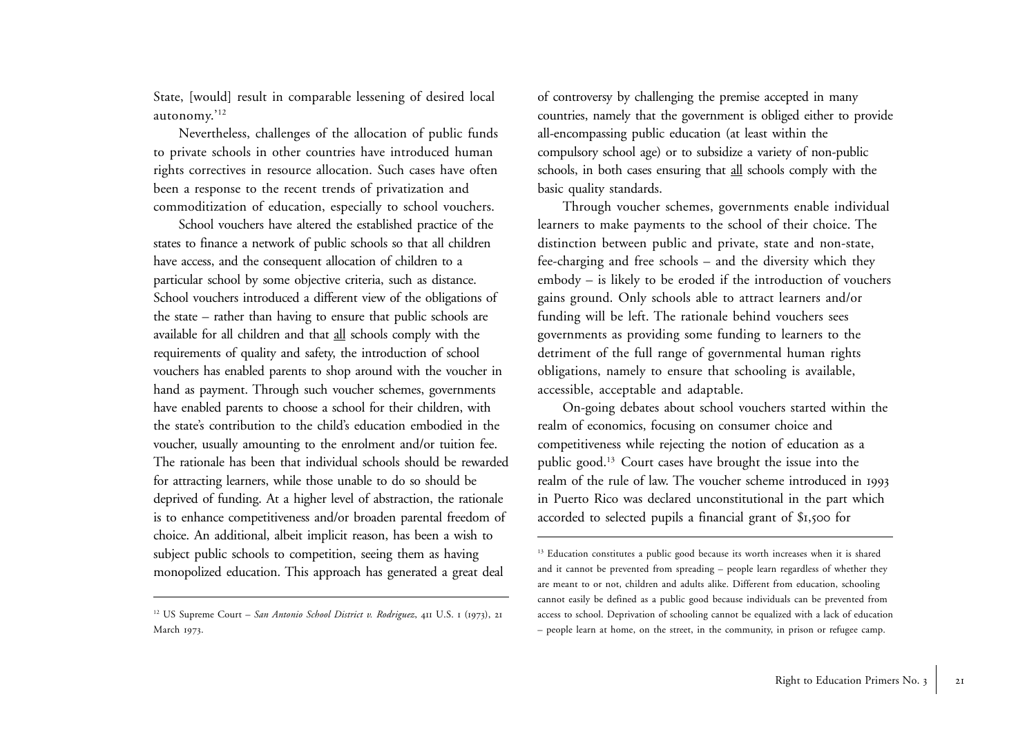State, [would] result in comparable lessening of desired local autonomy.'[12]

Nevertheless, challenges of the allocation of public funds to private schools in other countries have introduced human rights correctives in resource allocation. Such cases have often been a response to the recent trends of privatization and commoditization of education, especially to school vouchers.

School vouchers have altered the established practice of the states to finance a network of public schools so that all children have access, and the consequent allocation of children to a particular school by some objective criteria, such as distance. School vouchers introduced a different view of the obligations of the state – rather than having to ensure that public schools are available for all children and that all schools comply with the requirements of quality and safety, the introduction of school vouchers has enabled parents to shop around with the voucher in hand as payment. Through such voucher schemes, governments have enabled parents to choose a school for their children, with the state's contribution to the child's education embodied in the voucher, usually amounting to the enrolment and/or tuition fee. The rationale has been that individual schools should be rewarded for attracting learners, while those unable to do so should be deprived of funding. At a higher level of abstraction, the rationale is to enhance competitiveness and/or broaden parental freedom of choice. An additional, albeit implicit reason, has been a wish to subject public schools to competition, seeing them as having monopolized education. This approach has generated a great deal of controversy by challenging the premise accepted in many countries, namely that the government is obliged either to provide all-encompassing public education (at least within the compulsory school age) or to subsidize a variety of non-public schools, in both cases ensuring that all schools comply with the basic quality standards.

Through voucher schemes, governments enable individual learners to make payments to the school of their choice. The distinction between public and private, state and non-state, fee-charging and free schools – and the diversity which they embody – is likely to be eroded if the introduction of vouchers gains ground. Only schools able to attract learners and/or funding will be left. The rationale behind vouchers sees governments as providing some funding to learners to the detriment of the full range of governmental human rights obligations, namely to ensure that schooling is available, accessible, acceptable and adaptable.

On-going debates about school vouchers started within the realm of economics, focusing on consumer choice and competitiveness while rejecting the notion of education as a public good.[13] Court cases have brought the issue into the realm of the rule of law. The voucher scheme introduced in 1993 in Puerto Rico was declared unconstitutional in the part which accorded to selected pupils a financial grant of $1,500 for

---

[12] US Supreme Court – *San Antonio School District v. Rodriguez*, 411 U.S. 1 (1973), 21 March 1973.

[13] Education constitutes a public good because its worth increases when it is shared and it cannot be prevented from spreading – people learn regardless of whether they are meant to or not, children and adults alike. Different from education, schooling cannot easily be defined as a public good because individuals can be prevented from access to school. Deprivation of schooling cannot be equalized with a lack of education – people learn at home, on the street, in the community, in prison or refugee camp.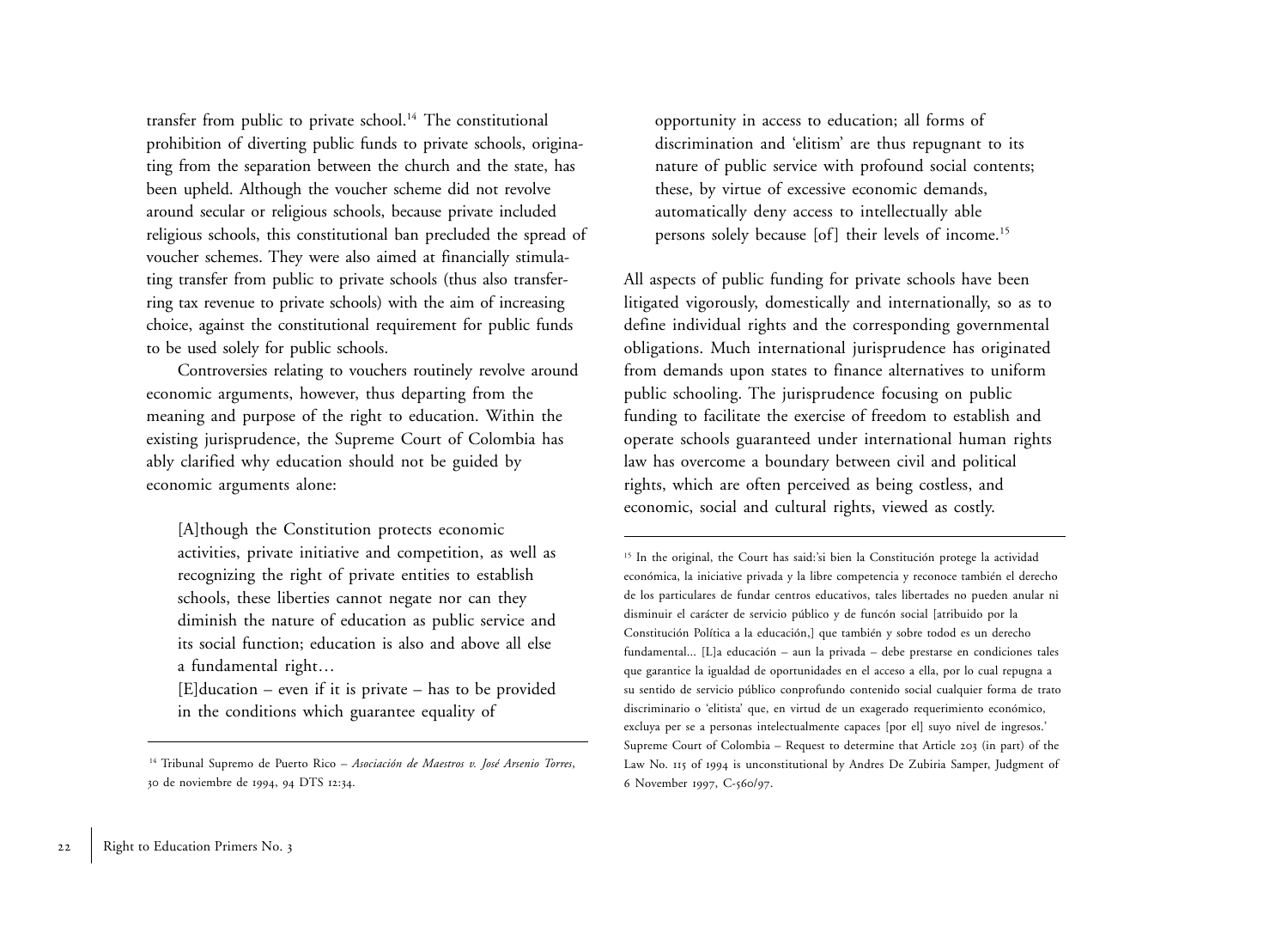transfer from public to private school.[14] The constitutional prohibition of diverting public funds to private schools, originating from the separation between the church and the state, has been upheld. Although the voucher scheme did not revolve around secular or religious schools, because private included religious schools, this constitutional ban precluded the spread of voucher schemes. They were also aimed at financially stimulating transfer from public to private schools (thus also transferring tax revenue to private schools) with the aim of increasing choice, against the constitutional requirement for public funds to be used solely for public schools.

Controversies relating to vouchers routinely revolve around economic arguments, however, thus departing from the meaning and purpose of the right to education. Within the existing jurisprudence, the Supreme Court of Colombia has ably clarified why education should not be guided by economic arguments alone:

> [A]though the Constitution protects economic activities, private initiative and competition, as well as recognizing the right of private entities to establish schools, these liberties cannot negate nor can they diminish the nature of education as public service and its social function; education is also and above all else a fundamental right…
>
> [E]ducation – even if it is private – has to be provided in the conditions which guarantee equality of opportunity in access to education; all forms of discrimination and 'elitism' are thus repugnant to its nature of public service with profound social contents; these, by virtue of excessive economic demands, automatically deny access to intellectually able persons solely because [of] their levels of income.[15]

All aspects of public funding for private schools have been litigated vigorously, domestically and internationally, so as to define individual rights and the corresponding governmental obligations. Much international jurisprudence has originated from demands upon states to finance alternatives to uniform public schooling. The jurisprudence focusing on public funding to facilitate the exercise of freedom to establish and operate schools guaranteed under international human rights law has overcome a boundary between civil and political rights, which are often perceived as being costless, and economic, social and cultural rights, viewed as costly.

---

[14] Tribunal Supremo de Puerto Rico – *Asociación de Maestros v. José Arsenio Torres*, 30 de noviembre de 1994, 94 DTS 12:34.

[15] In the original, the Court has said:'si bien la Constitución protege la actividad económica, la iniciative privada y la libre competencia y reconoce también el derecho de los particulares de fundar centros educativos, tales libertades no pueden anular ni disminuir el carácter de servicio público y de funcón social [atribuido por la Constitución Política a la educación,] que también y sobre todod es un derecho fundamental... [L]a educación – aun la privada – debe prestarse en condiciones tales que garantice la igualdad de oportunidades en el acceso a ella, por lo cual repugna a su sentido de servicio público conprofundo contenido social cualquier forma de trato discriminario o 'elitista' que, en virtud de un exagerado requerimiento económico, excluya per se a personas intelectualmente capaces [por el] suyo nivel de ingresos.' Supreme Court of Colombia – Request to determine that Article 203 (in part) of the Law No. 115 of 1994 is unconstitutional by Andres De Zubiria Samper, Judgment of 6 November 1997, C-560/97.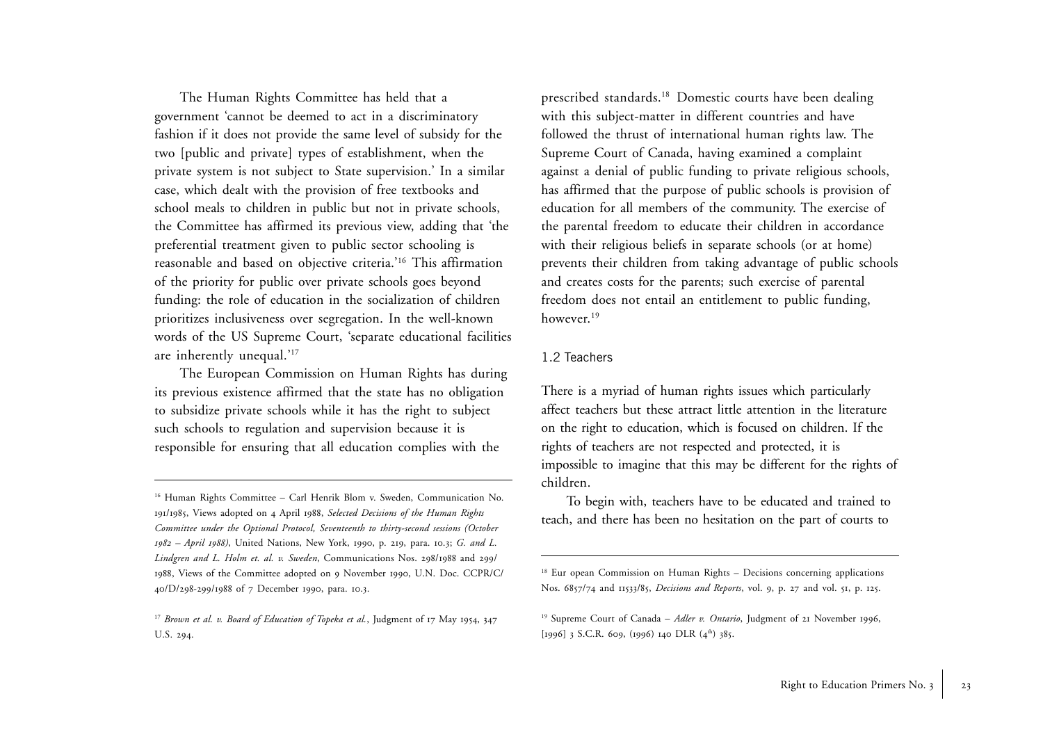The Human Rights Committee has held that a government 'cannot be deemed to act in a discriminatory fashion if it does not provide the same level of subsidy for the two [public and private] types of establishment, when the private system is not subject to State supervision.' In a similar case, which dealt with the provision of free textbooks and school meals to children in public but not in private schools, the Committee has affirmed its previous view, adding that 'the preferential treatment given to public sector schooling is reasonable and based on objective criteria.'[16] This affirmation of the priority for public over private schools goes beyond funding: the role of education in the socialization of children prioritizes inclusiveness over segregation. In the well-known words of the US Supreme Court, 'separate educational facilities are inherently unequal.'[17]

The European Commission on Human Rights has during its previous existence affirmed that the state has no obligation to subsidize private schools while it has the right to subject such schools to regulation and supervision because it is responsible for ensuring that all education complies with the prescribed standards.[18] Domestic courts have been dealing with this subject-matter in different countries and have followed the thrust of international human rights law. The Supreme Court of Canada, having examined a complaint against a denial of public funding to private religious schools, has affirmed that the purpose of public schools is provision of education for all members of the community. The exercise of the parental freedom to educate their children in accordance with their religious beliefs in separate schools (or at home) prevents their children from taking advantage of public schools and creates costs for the parents; such exercise of parental freedom does not entail an entitlement to public funding, however.[19]

### 1.2 Teachers

There is a myriad of human rights issues which particularly affect teachers but these attract little attention in the literature on the right to education, which is focused on children. If the rights of teachers are not respected and protected, it is impossible to imagine that this may be different for the rights of children.

To begin with, teachers have to be educated and trained to teach, and there has been no hesitation on the part of courts to

---

[16] Human Rights Committee – Carl Henrik Blom v. Sweden, Communication No. 191/1985, Views adopted on 4 April 1988, *Selected Decisions of the Human Rights Committee under the Optional Protocol, Seventeenth to thirty-second sessions (October 1982 – April 1988)*, United Nations, New York, 1990, p. 219, para. 10.3; *G. and L. Lindgren and L. Holm et. al. v. Sweden*, Communications Nos. 298/1988 and 299/1988, Views of the Committee adopted on 9 November 1990, U.N. Doc. CCPR/C/40/D/298-299/1988 of 7 December 1990, para. 10.3.

[17] *Brown et al. v. Board of Education of Topeka et al.*, Judgment of 17 May 1954, 347 U.S. 294.

[18] Eur opean Commission on Human Rights – Decisions concerning applications Nos. 6857/74 and 11533/85, *Decisions and Reports*, vol. 9, p. 27 and vol. 51, p. 125.

[19] Supreme Court of Canada – *Adler v. Ontario*, Judgment of 21 November 1996, [1996] 3 S.C.R. 609, (1996) 140 DLR (4th) 385.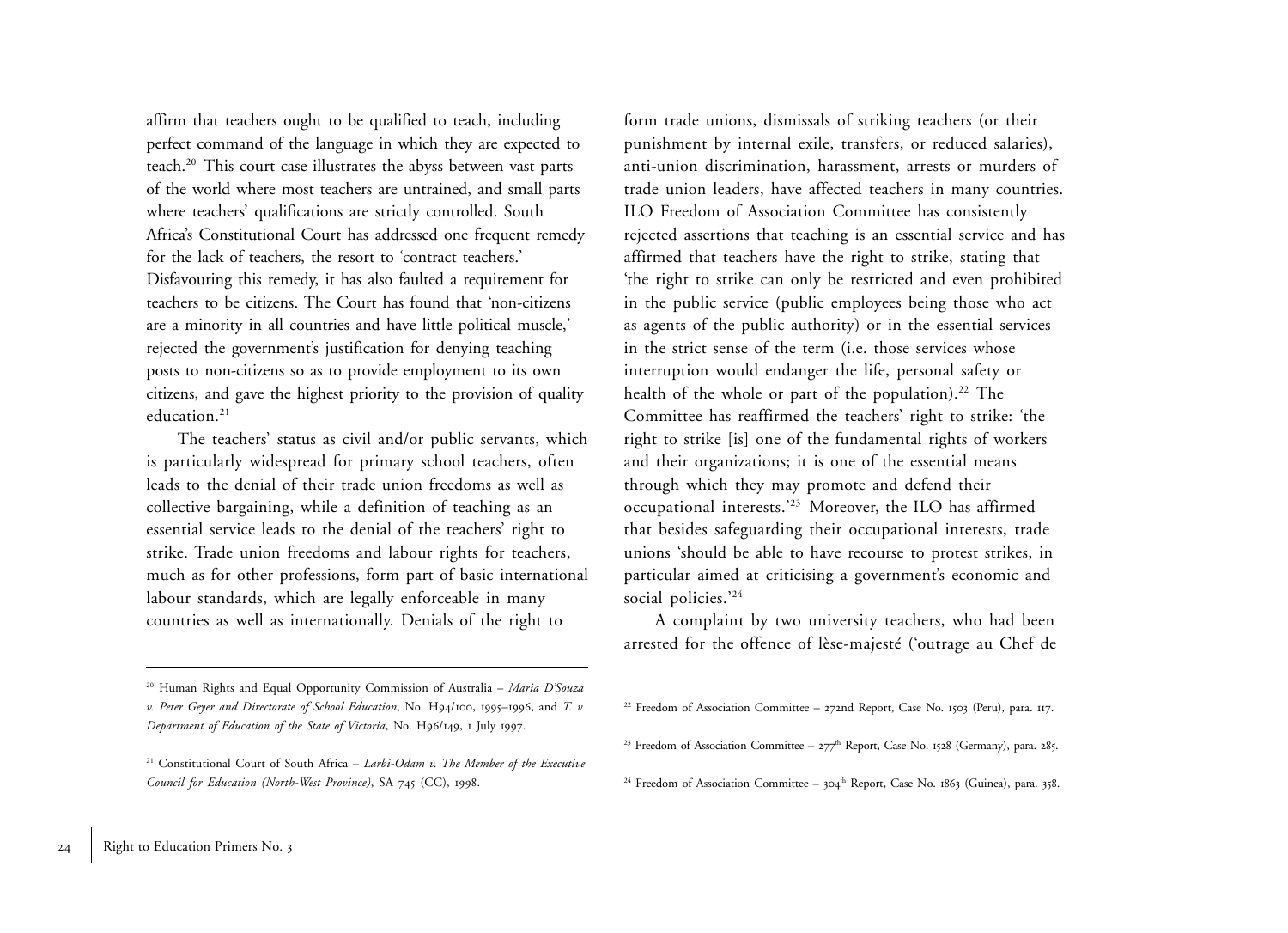affirm that teachers ought to be qualified to teach, including perfect command of the language in which they are expected to teach.[20] This court case illustrates the abyss between vast parts of the world where most teachers are untrained, and small parts where teachers' qualifications are strictly controlled. South Africa's Constitutional Court has addressed one frequent remedy for the lack of teachers, the resort to 'contract teachers.' Disfavouring this remedy, it has also faulted a requirement for teachers to be citizens. The Court has found that 'non-citizens are a minority in all countries and have little political muscle,' rejected the government's justification for denying teaching posts to non-citizens so as to provide employment to its own citizens, and gave the highest priority to the provision of quality education.[21]

The teachers' status as civil and/or public servants, which is particularly widespread for primary school teachers, often leads to the denial of their trade union freedoms as well as collective bargaining, while a definition of teaching as an essential service leads to the denial of the teachers' right to strike. Trade union freedoms and labour rights for teachers, much as for other professions, form part of basic international labour standards, which are legally enforceable in many countries as well as internationally. Denials of the right to form trade unions, dismissals of striking teachers (or their punishment by internal exile, transfers, or reduced salaries), anti-union discrimination, harassment, arrests or murders of trade union leaders, have affected teachers in many countries. ILO Freedom of Association Committee has consistently rejected assertions that teaching is an essential service and has affirmed that teachers have the right to strike, stating that 'the right to strike can only be restricted and even prohibited in the public service (public employees being those who act as agents of the public authority) or in the essential services in the strict sense of the term (i.e. those services whose interruption would endanger the life, personal safety or health of the whole or part of the population).[22] The Committee has reaffirmed the teachers' right to strike: 'the right to strike [is] one of the fundamental rights of workers and their organizations; it is one of the essential means through which they may promote and defend their occupational interests.'[23] Moreover, the ILO has affirmed that besides safeguarding their occupational interests, trade unions 'should be able to have recourse to protest strikes, in particular aimed at criticising a government's economic and social policies.'[24]

A complaint by two university teachers, who had been arrested for the offence of lèse-majesté ('outrage au Chef de

---

[20] Human Rights and Equal Opportunity Commission of Australia – *Maria D'Souza v. Peter Geyer and Directorate of School Education*, No. H94/100, 1995–1996, and *T. v Department of Education of the State of Victoria*, No. H96/149, 1 July 1997.

[21] Constitutional Court of South Africa – *Larbi-Odam v. The Member of the Executive Council for Education (North-West Province)*, SA 745 (CC), 1998.

[22] Freedom of Association Committee – 272nd Report, Case No. 1503 (Peru), para. 117.

[23] Freedom of Association Committee – 277th Report, Case No. 1528 (Germany), para. 285.

[24] Freedom of Association Committee – 304th Report, Case No. 1863 (Guinea), para. 358.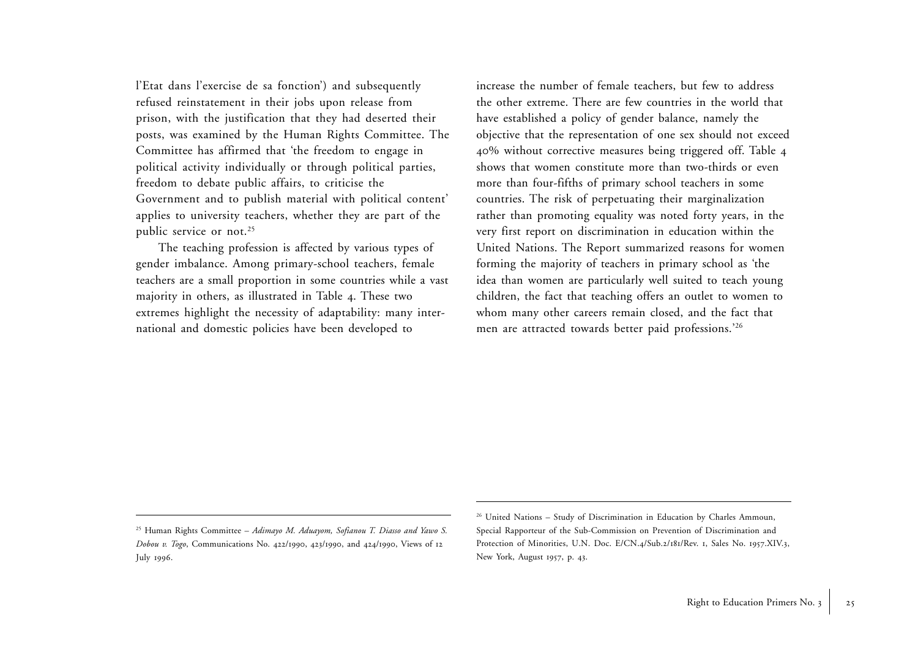l'Etat dans l'exercise de sa fonction') and subsequently refused reinstatement in their jobs upon release from prison, with the justification that they had deserted their posts, was examined by the Human Rights Committee. The Committee has affirmed that 'the freedom to engage in political activity individually or through political parties, freedom to debate public affairs, to criticise the Government and to publish material with political content' applies to university teachers, whether they are part of the public service or not.[25]

The teaching profession is affected by various types of gender imbalance. Among primary-school teachers, female teachers are a small proportion in some countries while a vast majority in others, as illustrated in Table 4. These two extremes highlight the necessity of adaptability: many international and domestic policies have been developed to increase the number of female teachers, but few to address the other extreme. There are few countries in the world that have established a policy of gender balance, namely the objective that the representation of one sex should not exceed 40% without corrective measures being triggered off. Table 4 shows that women constitute more than two-thirds or even more than four-fifths of primary school teachers in some countries. The risk of perpetuating their marginalization rather than promoting equality was noted forty years, in the very first report on discrimination in education within the United Nations. The Report summarized reasons for women forming the majority of teachers in primary school as 'the idea than women are particularly well suited to teach young children, the fact that teaching offers an outlet to women to whom many other careers remain closed, and the fact that men are attracted towards better paid professions.'[26]

---

[25] Human Rights Committee – *Adimayo M. Aduayom, Sofianou T. Diasso and Yawo S. Dobou v. Togo*, Communications No. 422/1990, 423/1990, and 424/1990, Views of 12 July 1996.

[26] United Nations – Study of Discrimination in Education by Charles Ammoun, Special Rapporteur of the Sub-Commission on Prevention of Discrimination and Protection of Minorities, U.N. Doc. E/CN.4/Sub.2/181/Rev. 1, Sales No. 1957.XIV.3, New York, August 1957, p. 43.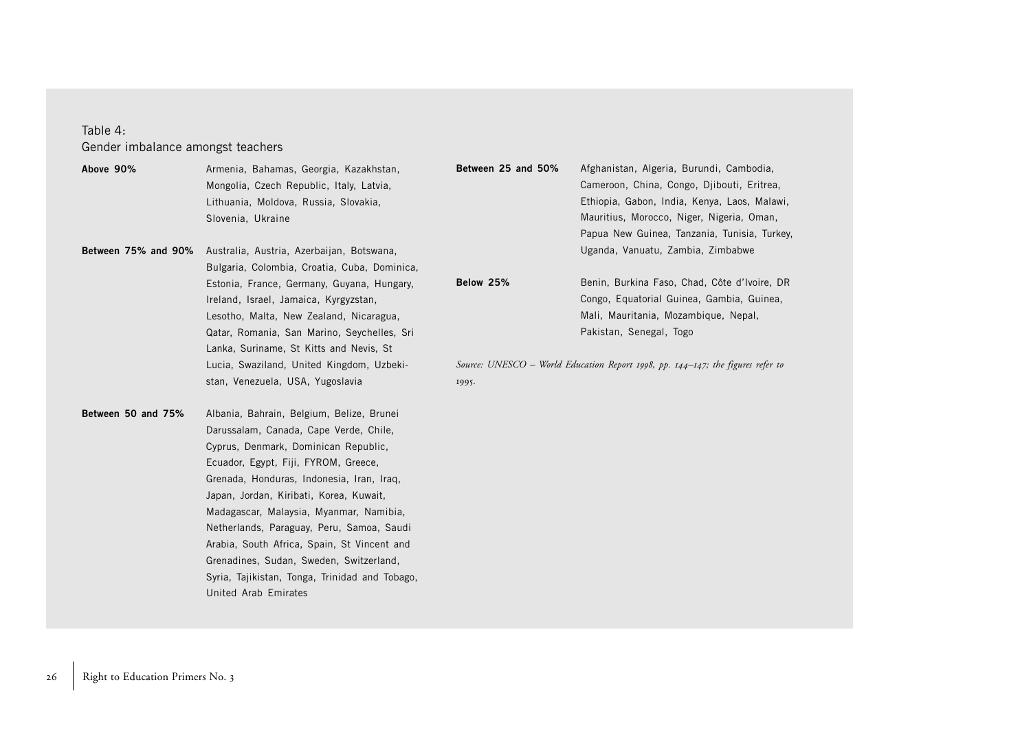Table 4:
Gender imbalance amongst teachers

| | |
|---|---|
| **Above 90%** | Armenia, Bahamas, Georgia, Kazakhstan, Mongolia, Czech Republic, Italy, Latvia, Lithuania, Moldova, Russia, Slovakia, Slovenia, Ukraine |
| **Between 75% and 90%** | Australia, Austria, Azerbaijan, Botswana, Bulgaria, Colombia, Croatia, Cuba, Dominica, Estonia, France, Germany, Guyana, Hungary, Ireland, Israel, Jamaica, Kyrgyzstan, Lesotho, Malta, New Zealand, Nicaragua, Qatar, Romania, San Marino, Seychelles, Sri Lanka, Suriname, St Kitts and Nevis, St Lucia, Swaziland, United Kingdom, Uzbekistan, Venezuela, USA, Yugoslavia |
| **Between 50 and 75%** | Albania, Bahrain, Belgium, Belize, Brunei Darussalam, Canada, Cape Verde, Chile, Cyprus, Denmark, Dominican Republic, Ecuador, Egypt, Fiji, FYROM, Greece, Grenada, Honduras, Indonesia, Iran, Iraq, Japan, Jordan, Kiribati, Korea, Kuwait, Madagascar, Malaysia, Myanmar, Namibia, Netherlands, Paraguay, Peru, Samoa, Saudi Arabia, South Africa, Spain, St Vincent and Grenadines, Sudan, Sweden, Switzerland, Syria, Tajikistan, Tonga, Trinidad and Tobago, United Arab Emirates |
| **Between 25 and 50%** | Afghanistan, Algeria, Burundi, Cambodia, Cameroon, China, Congo, Djibouti, Eritrea, Ethiopia, Gabon, India, Kenya, Laos, Malawi, Mauritius, Morocco, Niger, Nigeria, Oman, Papua New Guinea, Tanzania, Tunisia, Turkey, Uganda, Vanuatu, Zambia, Zimbabwe |
| **Below 25%** | Benin, Burkina Faso, Chad, Côte d'Ivoire, DR Congo, Equatorial Guinea, Gambia, Guinea, Mali, Mauritania, Mozambique, Nepal, Pakistan, Senegal, Togo |

*Source: UNESCO – World Education Report 1998, pp. 144–147; the figures refer to 1995.*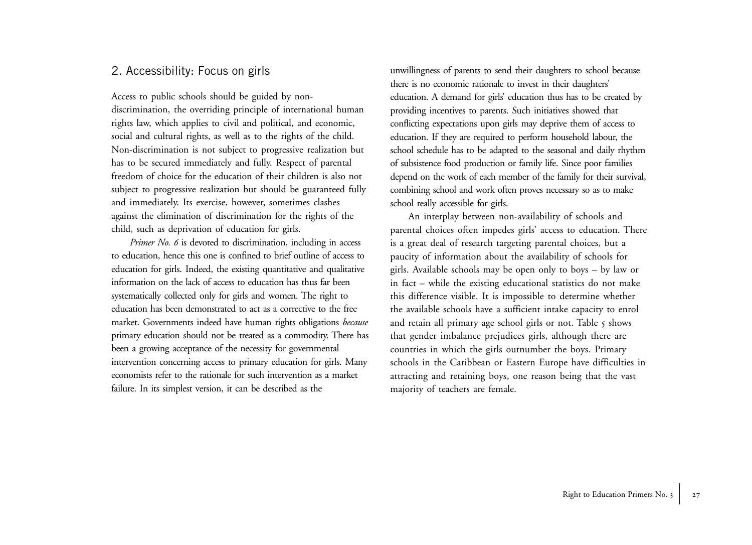## 2. Accessibility: Focus on girls

Access to public schools should be guided by non-discrimination, the overriding principle of international human rights law, which applies to civil and political, and economic, social and cultural rights, as well as to the rights of the child. Non-discrimination is not subject to progressive realization but has to be secured immediately and fully. Respect of parental freedom of choice for the education of their children is also not subject to progressive realization but should be guaranteed fully and immediately. Its exercise, however, sometimes clashes against the elimination of discrimination for the rights of the child, such as deprivation of education for girls.

*Primer No. 6* is devoted to discrimination, including in access to education, hence this one is confined to brief outline of access to education for girls. Indeed, the existing quantitative and qualitative information on the lack of access to education has thus far been systematically collected only for girls and women. The right to education has been demonstrated to act as a corrective to the free market. Governments indeed have human rights obligations *because* primary education should not be treated as a commodity. There has been a growing acceptance of the necessity for governmental intervention concerning access to primary education for girls. Many economists refer to the rationale for such intervention as a market failure. In its simplest version, it can be described as the unwillingness of parents to send their daughters to school because there is no economic rationale to invest in their daughters' education. A demand for girls' education thus has to be created by providing incentives to parents. Such initiatives showed that conflicting expectations upon girls may deprive them of access to education. If they are required to perform household labour, the school schedule has to be adapted to the seasonal and daily rhythm of subsistence food production or family life. Since poor families depend on the work of each member of the family for their survival, combining school and work often proves necessary so as to make school really accessible for girls.

An interplay between non-availability of schools and parental choices often impedes girls' access to education. There is a great deal of research targeting parental choices, but a paucity of information about the availability of schools for girls. Available schools may be open only to boys – by law or in fact – while the existing educational statistics do not make this difference visible. It is impossible to determine whether the available schools have a sufficient intake capacity to enrol and retain all primary age school girls or not. Table 5 shows that gender imbalance prejudices girls, although there are countries in which the girls outnumber the boys. Primary schools in the Caribbean or Eastern Europe have difficulties in attracting and retaining boys, one reason being that the vast majority of teachers are female.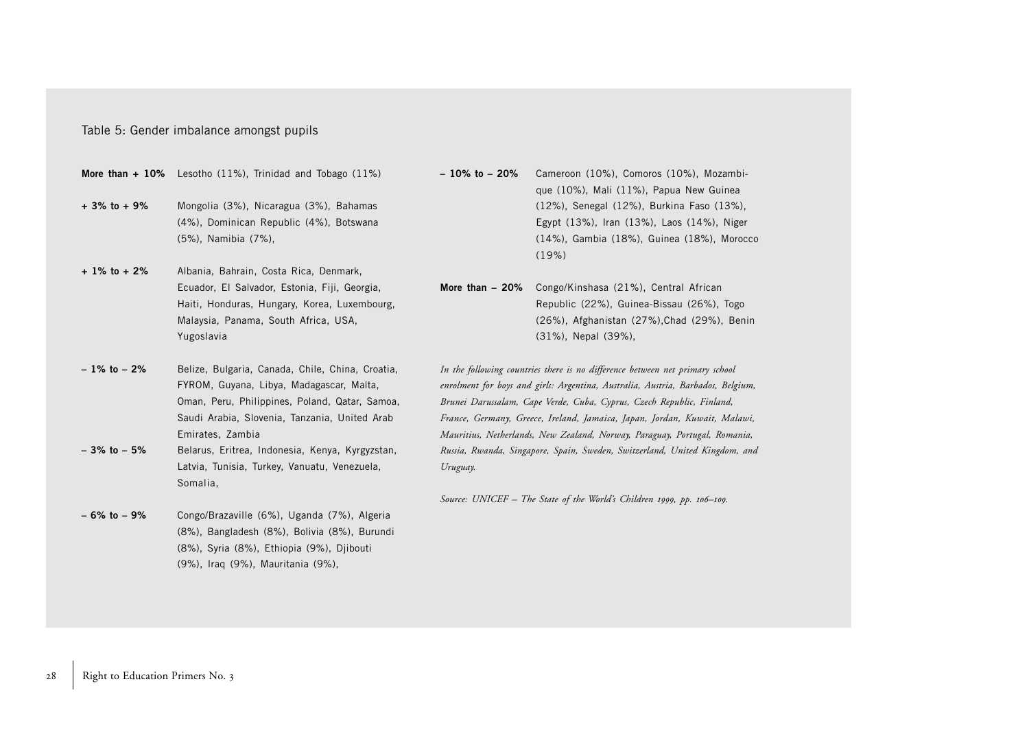Table 5: Gender imbalance amongst pupils

| | |
|---|---|
| **More than + 10%** | Lesotho (11%), Trinidad and Tobago (11%) |
| **+ 3% to + 9%** | Mongolia (3%), Nicaragua (3%), Bahamas (4%), Dominican Republic (4%), Botswana (5%), Namibia (7%), |
| **+ 1% to + 2%** | Albania, Bahrain, Costa Rica, Denmark, Ecuador, El Salvador, Estonia, Fiji, Georgia, Haiti, Honduras, Hungary, Korea, Luxembourg, Malaysia, Panama, South Africa, USA, Yugoslavia |
| **– 1% to – 2%** | Belize, Bulgaria, Canada, Chile, China, Croatia, FYROM, Guyana, Libya, Madagascar, Malta, Oman, Peru, Philippines, Poland, Qatar, Samoa, Saudi Arabia, Slovenia, Tanzania, United Arab Emirates, Zambia |
| **– 3% to – 5%** | Belarus, Eritrea, Indonesia, Kenya, Kyrgyzstan, Latvia, Tunisia, Turkey, Vanuatu, Venezuela, Somalia, |
| **– 6% to – 9%** | Congo/Brazaville (6%), Uganda (7%), Algeria (8%), Bangladesh (8%), Bolivia (8%), Burundi (8%), Syria (8%), Ethiopia (9%), Djibouti (9%), Iraq (9%), Mauritania (9%), |
| **– 10% to – 20%** | Cameroon (10%), Comoros (10%), Mozambique (10%), Mali (11%), Papua New Guinea (12%), Senegal (12%), Burkina Faso (13%), Egypt (13%), Iran (13%), Laos (14%), Niger (14%), Gambia (18%), Guinea (18%), Morocco (19%) |
| **More than – 20%** | Congo/Kinshasa (21%), Central African Republic (22%), Guinea-Bissau (26%), Togo (26%), Afghanistan (27%),Chad (29%), Benin (31%), Nepal (39%), |

*In the following countries there is no difference between net primary school enrolment for boys and girls: Argentina, Australia, Austria, Barbados, Belgium, Brunei Darussalam, Cape Verde, Cuba, Cyprus, Czech Republic, Finland, France, Germany, Greece, Ireland, Jamaica, Japan, Jordan, Kuwait, Malawi, Mauritius, Netherlands, New Zealand, Norway, Paraguay, Portugal, Romania, Russia, Rwanda, Singapore, Spain, Sweden, Switzerland, United Kingdom, and Uruguay.*

*Source: UNICEF – The State of the World's Children 1999, pp. 106–109.*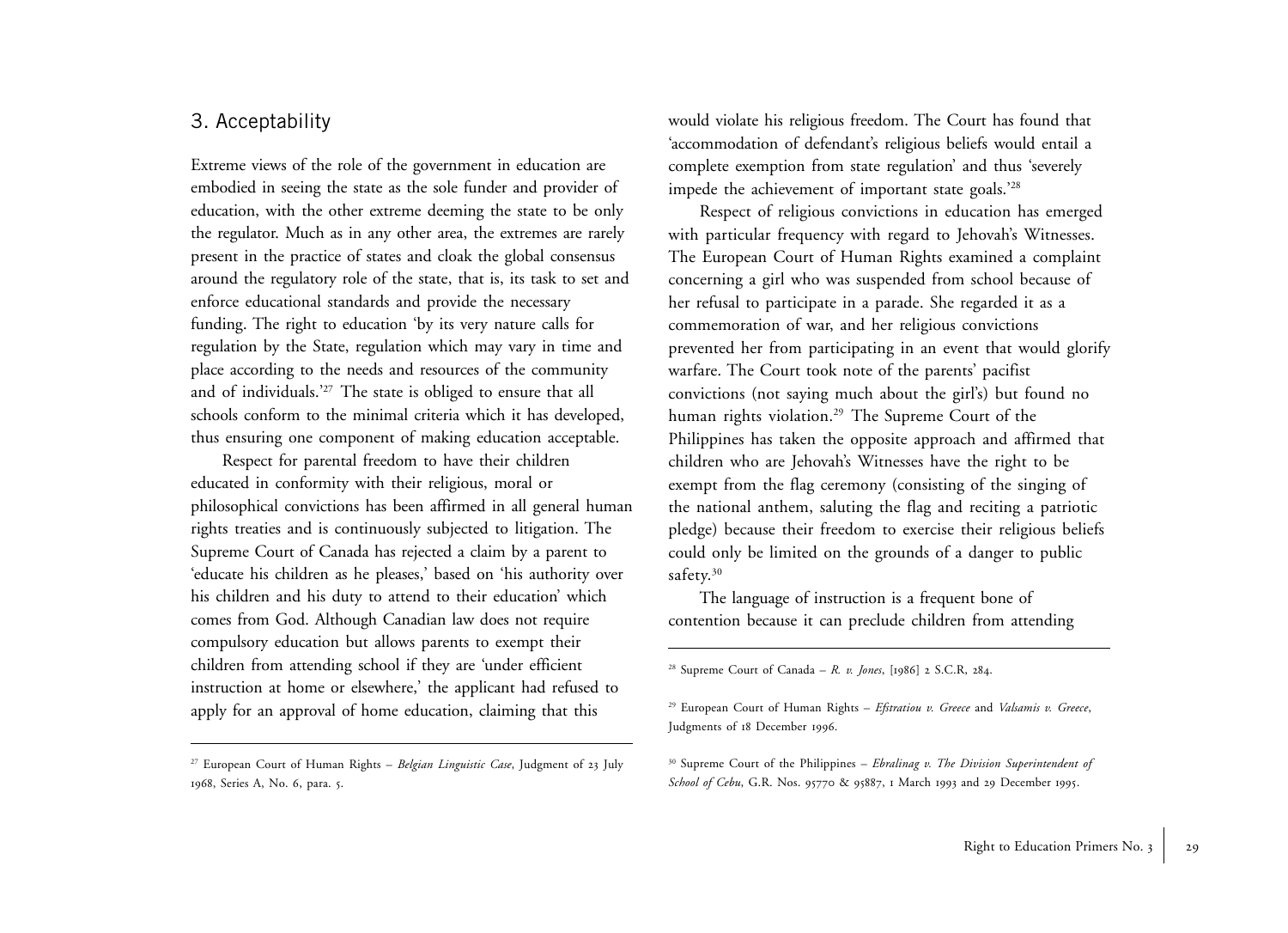## 3. Acceptability

Extreme views of the role of the government in education are embodied in seeing the state as the sole funder and provider of education, with the other extreme deeming the state to be only the regulator. Much as in any other area, the extremes are rarely present in the practice of states and cloak the global consensus around the regulatory role of the state, that is, its task to set and enforce educational standards and provide the necessary funding. The right to education 'by its very nature calls for regulation by the State, regulation which may vary in time and place according to the needs and resources of the community and of individuals.'[27] The state is obliged to ensure that all schools conform to the minimal criteria which it has developed, thus ensuring one component of making education acceptable.

Respect for parental freedom to have their children educated in conformity with their religious, moral or philosophical convictions has been affirmed in all general human rights treaties and is continuously subjected to litigation. The Supreme Court of Canada has rejected a claim by a parent to 'educate his children as he pleases,' based on 'his authority over his children and his duty to attend to their education' which comes from God. Although Canadian law does not require compulsory education but allows parents to exempt their children from attending school if they are 'under efficient instruction at home or elsewhere,' the applicant had refused to apply for an approval of home education, claiming that this would violate his religious freedom. The Court has found that 'accommodation of defendant's religious beliefs would entail a complete exemption from state regulation' and thus 'severely impede the achievement of important state goals.'[28]

Respect of religious convictions in education has emerged with particular frequency with regard to Jehovah's Witnesses. The European Court of Human Rights examined a complaint concerning a girl who was suspended from school because of her refusal to participate in a parade. She regarded it as a commemoration of war, and her religious convictions prevented her from participating in an event that would glorify warfare. The Court took note of the parents' pacifist convictions (not saying much about the girl's) but found no human rights violation.[29] The Supreme Court of the Philippines has taken the opposite approach and affirmed that children who are Jehovah's Witnesses have the right to be exempt from the flag ceremony (consisting of the singing of the national anthem, saluting the flag and reciting a patriotic pledge) because their freedom to exercise their religious beliefs could only be limited on the grounds of a danger to public safety.[30]

The language of instruction is a frequent bone of contention because it can preclude children from attending

---

[27] European Court of Human Rights – *Belgian Linguistic Case*, Judgment of 23 July 1968, Series A, No. 6, para. 5.

[28] Supreme Court of Canada – *R. v. Jones*, [1986] 2 S.C.R, 284.

[29] European Court of Human Rights – *Efstratiou v. Greece* and *Valsamis v. Greece*, Judgments of 18 December 1996.

[30] Supreme Court of the Philippines – *Ebralinag v. The Division Superintendent of School of Cebu*, G.R. Nos. 95770 & 95887, 1 March 1993 and 29 December 1995.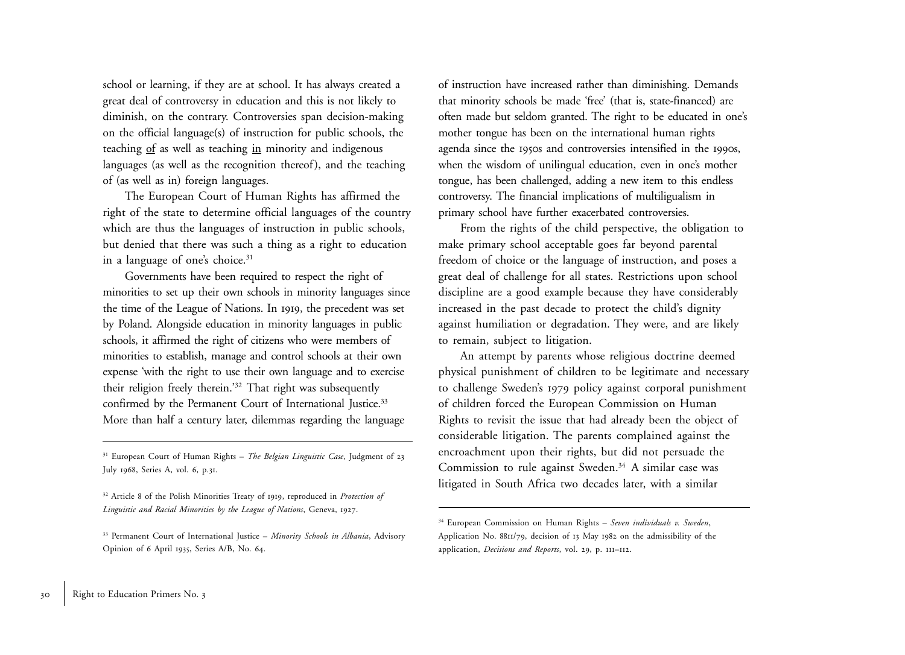school or learning, if they are at school. It has always created a great deal of controversy in education and this is not likely to diminish, on the contrary. Controversies span decision-making on the official language(s) of instruction for public schools, the teaching <u>of</u> as well as teaching <u>in</u> minority and indigenous languages (as well as the recognition thereof), and the teaching of (as well as in) foreign languages.

The European Court of Human Rights has affirmed the right of the state to determine official languages of the country which are thus the languages of instruction in public schools, but denied that there was such a thing as a right to education in a language of one's choice.[31]

Governments have been required to respect the right of minorities to set up their own schools in minority languages since the time of the League of Nations. In 1919, the precedent was set by Poland. Alongside education in minority languages in public schools, it affirmed the right of citizens who were members of minorities to establish, manage and control schools at their own expense 'with the right to use their own language and to exercise their religion freely therein.'[32] That right was subsequently confirmed by the Permanent Court of International Justice.[33] More than half a century later, dilemmas regarding the language of instruction have increased rather than diminishing. Demands that minority schools be made 'free' (that is, state-financed) are often made but seldom granted. The right to be educated in one's mother tongue has been on the international human rights agenda since the 1950s and controversies intensified in the 1990s, when the wisdom of unilingual education, even in one's mother tongue, has been challenged, adding a new item to this endless controversy. The financial implications of multiligualism in primary school have further exacerbated controversies.

From the rights of the child perspective, the obligation to make primary school acceptable goes far beyond parental freedom of choice or the language of instruction, and poses a great deal of challenge for all states. Restrictions upon school discipline are a good example because they have considerably increased in the past decade to protect the child's dignity against humiliation or degradation. They were, and are likely to remain, subject to litigation.

An attempt by parents whose religious doctrine deemed physical punishment of children to be legitimate and necessary to challenge Sweden's 1979 policy against corporal punishment of children forced the European Commission on Human Rights to revisit the issue that had already been the object of considerable litigation. The parents complained against the encroachment upon their rights, but did not persuade the Commission to rule against Sweden.[34] A similar case was litigated in South Africa two decades later, with a similar

---

[31] European Court of Human Rights – *The Belgian Linguistic Case*, Judgment of 23 July 1968, Series A, vol. 6, p.31.

[32] Article 8 of the Polish Minorities Treaty of 1919, reproduced in *Protection of Linguistic and Racial Minorities by the League of Nations*, Geneva, 1927.

[33] Permanent Court of International Justice – *Minority Schools in Albania*, Advisory Opinion of 6 April 1935, Series A/B, No. 64.

[34] European Commission on Human Rights – *Seven individuals v. Sweden*, Application No. 8811/79, decision of 13 May 1982 on the admissibility of the application, *Decisions and Reports*, vol. 29, p. 111–112.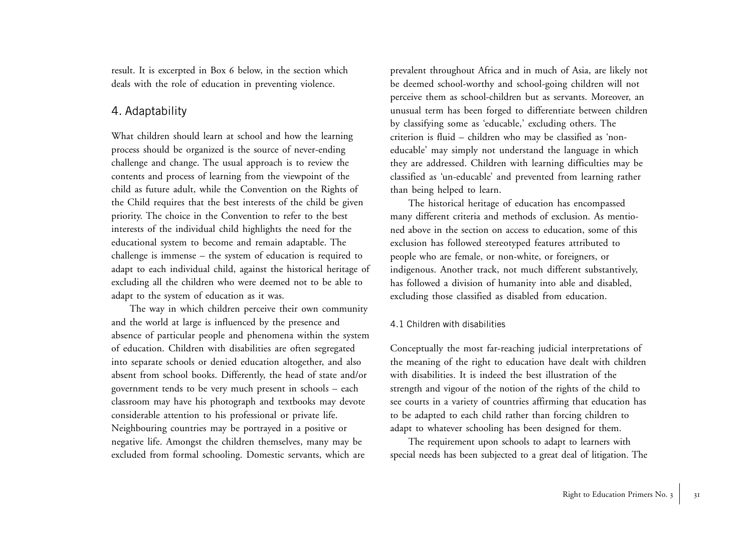result. It is excerpted in Box 6 below, in the section which deals with the role of education in preventing violence.

## 4. Adaptability

What children should learn at school and how the learning process should be organized is the source of never-ending challenge and change. The usual approach is to review the contents and process of learning from the viewpoint of the child as future adult, while the Convention on the Rights of the Child requires that the best interests of the child be given priority. The choice in the Convention to refer to the best interests of the individual child highlights the need for the educational system to become and remain adaptable. The challenge is immense – the system of education is required to adapt to each individual child, against the historical heritage of excluding all the children who were deemed not to be able to adapt to the system of education as it was.

The way in which children perceive their own community and the world at large is influenced by the presence and absence of particular people and phenomena within the system of education. Children with disabilities are often segregated into separate schools or denied education altogether, and also absent from school books. Differently, the head of state and/or government tends to be very much present in schools – each classroom may have his photograph and textbooks may devote considerable attention to his professional or private life. Neighbouring countries may be portrayed in a positive or negative life. Amongst the children themselves, many may be excluded from formal schooling. Domestic servants, which are prevalent throughout Africa and in much of Asia, are likely not be deemed school-worthy and school-going children will not perceive them as school-children but as servants. Moreover, an unusual term has been forged to differentiate between children by classifying some as 'educable,' excluding others. The criterion is fluid – children who may be classified as 'non-educable' may simply not understand the language in which they are addressed. Children with learning difficulties may be classified as 'un-educable' and prevented from learning rather than being helped to learn.

The historical heritage of education has encompassed many different criteria and methods of exclusion. As mentioned above in the section on access to education, some of this exclusion has followed stereotyped features attributed to people who are female, or non-white, or foreigners, or indigenous. Another track, not much different substantively, has followed a division of humanity into able and disabled, excluding those classified as disabled from education.

### 4.1 Children with disabilities

Conceptually the most far-reaching judicial interpretations of the meaning of the right to education have dealt with children with disabilities. It is indeed the best illustration of the strength and vigour of the notion of the rights of the child to see courts in a variety of countries affirming that education has to be adapted to each child rather than forcing children to adapt to whatever schooling has been designed for them.

The requirement upon schools to adapt to learners with special needs has been subjected to a great deal of litigation. The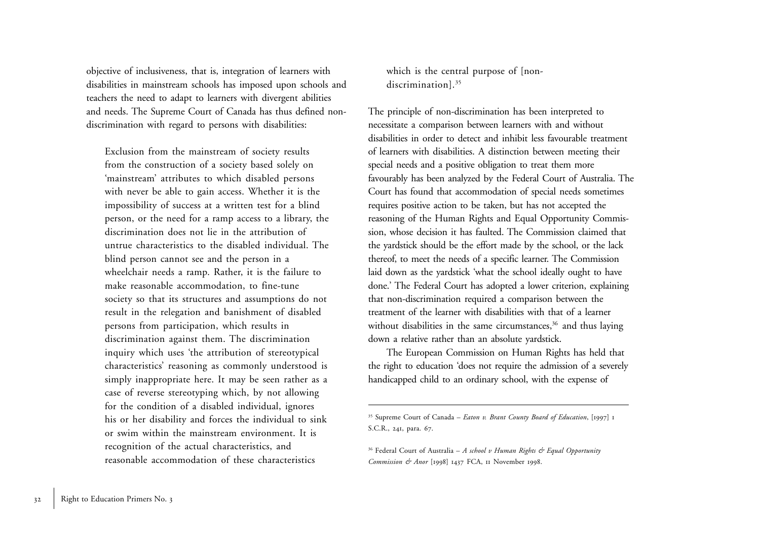objective of inclusiveness, that is, integration of learners with disabilities in mainstream schools has imposed upon schools and teachers the need to adapt to learners with divergent abilities and needs. The Supreme Court of Canada has thus defined non-discrimination with regard to persons with disabilities:

> Exclusion from the mainstream of society results from the construction of a society based solely on 'mainstream' attributes to which disabled persons with never be able to gain access. Whether it is the impossibility of success at a written test for a blind person, or the need for a ramp access to a library, the discrimination does not lie in the attribution of untrue characteristics to the disabled individual. The blind person cannot see and the person in a wheelchair needs a ramp. Rather, it is the failure to make reasonable accommodation, to fine-tune society so that its structures and assumptions do not result in the relegation and banishment of disabled persons from participation, which results in discrimination against them. The discrimination inquiry which uses 'the attribution of stereotypical characteristics' reasoning as commonly understood is simply inappropriate here. It may be seen rather as a case of reverse stereotyping which, by not allowing for the condition of a disabled individual, ignores his or her disability and forces the individual to sink or swim within the mainstream environment. It is recognition of the actual characteristics, and reasonable accommodation of these characteristics which is the central purpose of [non-discrimination].[35]

The principle of non-discrimination has been interpreted to necessitate a comparison between learners with and without disabilities in order to detect and inhibit less favourable treatment of learners with disabilities. A distinction between meeting their special needs and a positive obligation to treat them more favourably has been analyzed by the Federal Court of Australia. The Court has found that accommodation of special needs sometimes requires positive action to be taken, but has not accepted the reasoning of the Human Rights and Equal Opportunity Commission, whose decision it has faulted. The Commission claimed that the yardstick should be the effort made by the school, or the lack thereof, to meet the needs of a specific learner. The Commission laid down as the yardstick 'what the school ideally ought to have done.' The Federal Court has adopted a lower criterion, explaining that non-discrimination required a comparison between the treatment of the learner with disabilities with that of a learner without disabilities in the same circumstances,[36] and thus laying down a relative rather than an absolute yardstick.

The European Commission on Human Rights has held that the right to education 'does not require the admission of a severely handicapped child to an ordinary school, with the expense of

---

[35] Supreme Court of Canada – *Eaton v. Brant County Board of Education*, [1997] 1 S.C.R., 241, para. 67.

[36] Federal Court of Australia – *A school v Human Rights & Equal Opportunity Commission & Anor* [1998] 1437 FCA, 11 November 1998.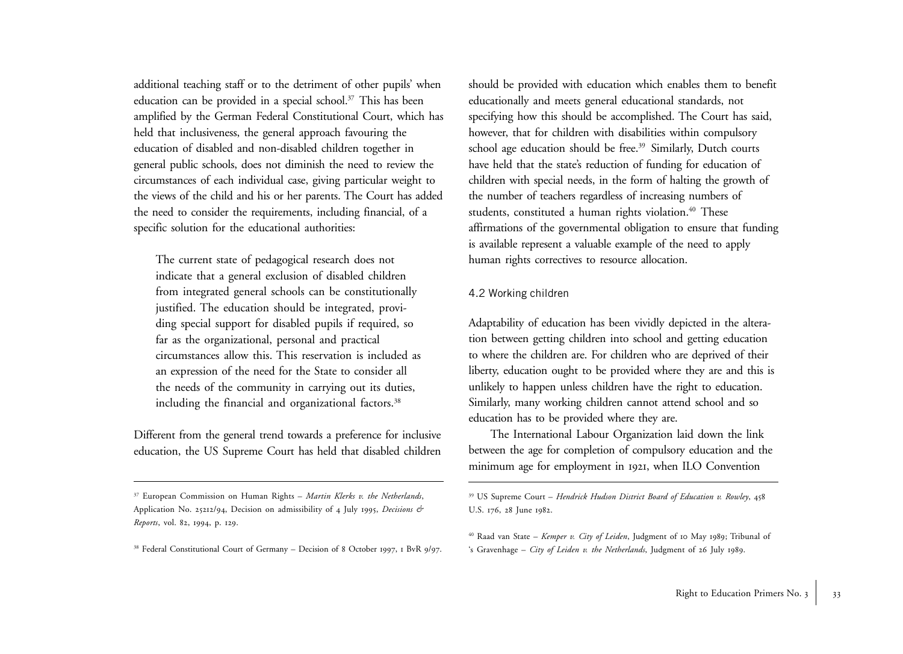additional teaching staff or to the detriment of other pupils' when education can be provided in a special school.[37] This has been amplified by the German Federal Constitutional Court, which has held that inclusiveness, the general approach favouring the education of disabled and non-disabled children together in general public schools, does not diminish the need to review the circumstances of each individual case, giving particular weight to the views of the child and his or her parents. The Court has added the need to consider the requirements, including financial, of a specific solution for the educational authorities:

> The current state of pedagogical research does not indicate that a general exclusion of disabled children from integrated general schools can be constitutionally justified. The education should be integrated, providing special support for disabled pupils if required, so far as the organizational, personal and practical circumstances allow this. This reservation is included as an expression of the need for the State to consider all the needs of the community in carrying out its duties, including the financial and organizational factors.[38]

Different from the general trend towards a preference for inclusive education, the US Supreme Court has held that disabled children should be provided with education which enables them to benefit educationally and meets general educational standards, not specifying how this should be accomplished. The Court has said, however, that for children with disabilities within compulsory school age education should be free.[39] Similarly, Dutch courts have held that the state's reduction of funding for education of children with special needs, in the form of halting the growth of the number of teachers regardless of increasing numbers of students, constituted a human rights violation.[40] These affirmations of the governmental obligation to ensure that funding is available represent a valuable example of the need to apply human rights correctives to resource allocation.

### 4.2 Working children

Adaptability of education has been vividly depicted in the alteration between getting children into school and getting education to where the children are. For children who are deprived of their liberty, education ought to be provided where they are and this is unlikely to happen unless children have the right to education. Similarly, many working children cannot attend school and so education has to be provided where they are.

The International Labour Organization laid down the link between the age for completion of compulsory education and the minimum age for employment in 1921, when ILO Convention

---

[37] European Commission on Human Rights – *Martin Klerks v. the Netherlands*, Application No. 25212/94, Decision on admissibility of 4 July 1995, *Decisions & Reports*, vol. 82, 1994, p. 129.

[38] Federal Constitutional Court of Germany – Decision of 8 October 1997, 1 BvR 9/97.

[39] US Supreme Court – *Hendrick Hudson District Board of Education v. Rowley*, 458 U.S. 176, 28 June 1982.

[40] Raad van State – *Kemper v. City of Leiden*, Judgment of 10 May 1989; Tribunal of 's Gravenhage – *City of Leiden v. the Netherlands*, Judgment of 26 July 1989.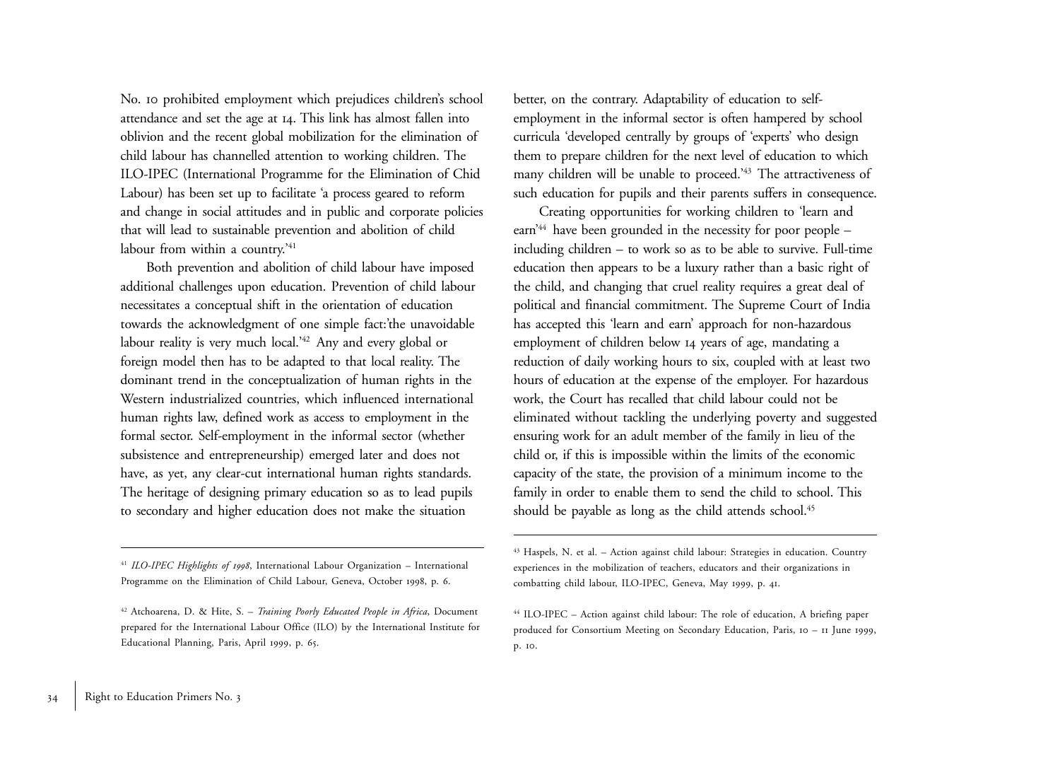No. 10 prohibited employment which prejudices children's school attendance and set the age at 14. This link has almost fallen into oblivion and the recent global mobilization for the elimination of child labour has channelled attention to working children. The ILO-IPEC (International Programme for the Elimination of Chid Labour) has been set up to facilitate 'a process geared to reform and change in social attitudes and in public and corporate policies that will lead to sustainable prevention and abolition of child labour from within a country.'[41]

Both prevention and abolition of child labour have imposed additional challenges upon education. Prevention of child labour necessitates a conceptual shift in the orientation of education towards the acknowledgment of one simple fact:'the unavoidable labour reality is very much local.'[42] Any and every global or foreign model then has to be adapted to that local reality. The dominant trend in the conceptualization of human rights in the Western industrialized countries, which influenced international human rights law, defined work as access to employment in the formal sector. Self-employment in the informal sector (whether subsistence and entrepreneurship) emerged later and does not have, as yet, any clear-cut international human rights standards. The heritage of designing primary education so as to lead pupils to secondary and higher education does not make the situation better, on the contrary. Adaptability of education to self-employment in the informal sector is often hampered by school curricula 'developed centrally by groups of 'experts' who design them to prepare children for the next level of education to which many children will be unable to proceed.'[43] The attractiveness of such education for pupils and their parents suffers in consequence.

Creating opportunities for working children to 'learn and earn'[44] have been grounded in the necessity for poor people – including children – to work so as to be able to survive. Full-time education then appears to be a luxury rather than a basic right of the child, and changing that cruel reality requires a great deal of political and financial commitment. The Supreme Court of India has accepted this 'learn and earn' approach for non-hazardous employment of children below 14 years of age, mandating a reduction of daily working hours to six, coupled with at least two hours of education at the expense of the employer. For hazardous work, the Court has recalled that child labour could not be eliminated without tackling the underlying poverty and suggested ensuring work for an adult member of the family in lieu of the child or, if this is impossible within the limits of the economic capacity of the state, the provision of a minimum income to the family in order to enable them to send the child to school. This should be payable as long as the child attends school.[45]

---

[41] *ILO-IPEC Highlights of 1998*, International Labour Organization – International Programme on the Elimination of Child Labour, Geneva, October 1998, p. 6.

[42] Atchoarena, D. & Hite, S. – *Training Poorly Educated People in Africa*, Document prepared for the International Labour Office (ILO) by the International Institute for Educational Planning, Paris, April 1999, p. 65.

[43] Haspels, N. et al. – Action against child labour: Strategies in education. Country experiences in the mobilization of teachers, educators and their organizations in combatting child labour, ILO-IPEC, Geneva, May 1999, p. 41.

[44] ILO-IPEC – Action against child labour: The role of education, A briefing paper produced for Consortium Meeting on Secondary Education, Paris, 10 – 11 June 1999, p. 10.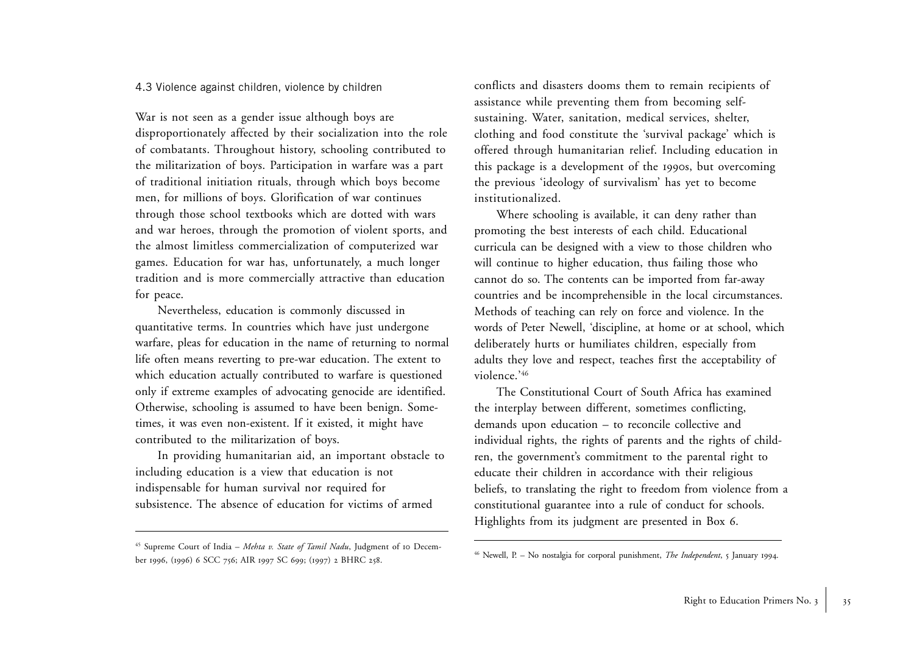### 4.3 Violence against children, violence by children

War is not seen as a gender issue although boys are disproportionately affected by their socialization into the role of combatants. Throughout history, schooling contributed to the militarization of boys. Participation in warfare was a part of traditional initiation rituals, through which boys become men, for millions of boys. Glorification of war continues through those school textbooks which are dotted with wars and war heroes, through the promotion of violent sports, and the almost limitless commercialization of computerized war games. Education for war has, unfortunately, a much longer tradition and is more commercially attractive than education for peace.

Nevertheless, education is commonly discussed in quantitative terms. In countries which have just undergone warfare, pleas for education in the name of returning to normal life often means reverting to pre-war education. The extent to which education actually contributed to warfare is questioned only if extreme examples of advocating genocide are identified. Otherwise, schooling is assumed to have been benign. Sometimes, it was even non-existent. If it existed, it might have contributed to the militarization of boys.

In providing humanitarian aid, an important obstacle to including education is a view that education is not indispensable for human survival nor required for subsistence. The absence of education for victims of armed conflicts and disasters dooms them to remain recipients of assistance while preventing them from becoming self-sustaining. Water, sanitation, medical services, shelter, clothing and food constitute the 'survival package' which is offered through humanitarian relief. Including education in this package is a development of the 1990s, but overcoming the previous 'ideology of survivalism' has yet to become institutionalized.

Where schooling is available, it can deny rather than promoting the best interests of each child. Educational curricula can be designed with a view to those children who will continue to higher education, thus failing those who cannot do so. The contents can be imported from far-away countries and be incomprehensible in the local circumstances. Methods of teaching can rely on force and violence. In the words of Peter Newell, 'discipline, at home or at school, which deliberately hurts or humiliates children, especially from adults they love and respect, teaches first the acceptability of violence.'[46]

The Constitutional Court of South Africa has examined the interplay between different, sometimes conflicting, demands upon education – to reconcile collective and individual rights, the rights of parents and the rights of children, the government's commitment to the parental right to educate their children in accordance with their religious beliefs, to translating the right to freedom from violence from a constitutional guarantee into a rule of conduct for schools. Highlights from its judgment are presented in Box 6.

---

[45] Supreme Court of India – *Mehta v. State of Tamil Nadu*, Judgment of 10 December 1996, (1996) 6 SCC 756; AIR 1997 SC 699; (1997) 2 BHRC 258.

[46] Newell, P. – No nostalgia for corporal punishment, *The Independent*, 5 January 1994.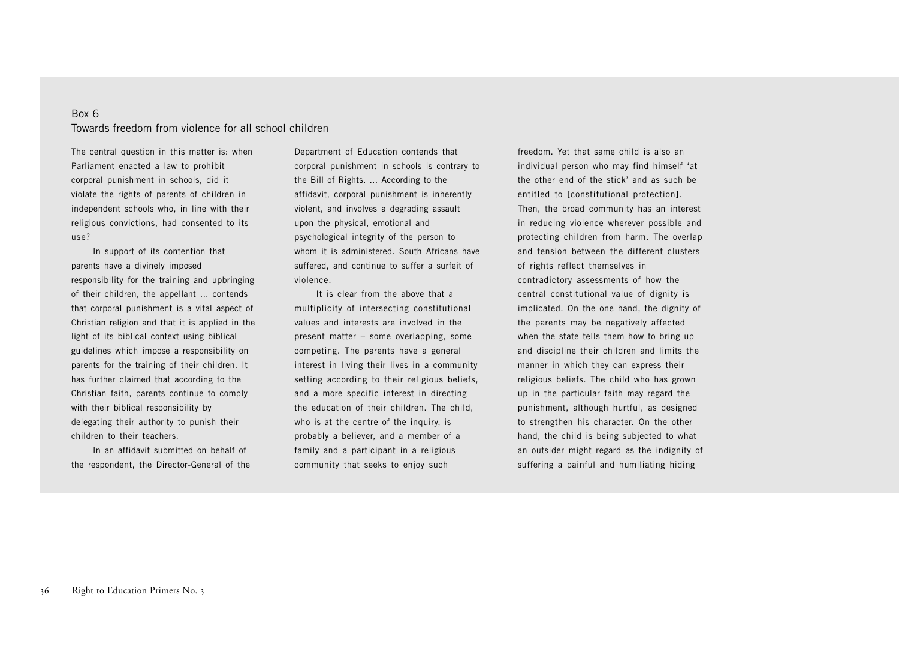### Box 6
### Towards freedom from violence for all school children

The central question in this matter is: when Parliament enacted a law to prohibit corporal punishment in schools, did it violate the rights of parents of children in independent schools who, in line with their religious convictions, had consented to its use?

In support of its contention that parents have a divinely imposed responsibility for the training and upbringing of their children, the appellant ... contends that corporal punishment is a vital aspect of Christian religion and that it is applied in the light of its biblical context using biblical guidelines which impose a responsibility on parents for the training of their children. It has further claimed that according to the Christian faith, parents continue to comply with their biblical responsibility by delegating their authority to punish their children to their teachers.

In an affidavit submitted on behalf of the respondent, the Director-General of the Department of Education contends that corporal punishment in schools is contrary to the Bill of Rights. ... According to the affidavit, corporal punishment is inherently violent, and involves a degrading assault upon the physical, emotional and psychological integrity of the person to whom it is administered. South Africans have suffered, and continue to suffer a surfeit of violence.

It is clear from the above that a multiplicity of intersecting constitutional values and interests are involved in the present matter – some overlapping, some competing. The parents have a general interest in living their lives in a community setting according to their religious beliefs, and a more specific interest in directing the education of their children. The child, who is at the centre of the inquiry, is probably a believer, and a member of a family and a participant in a religious community that seeks to enjoy such freedom. Yet that same child is also an individual person who may find himself 'at the other end of the stick' and as such be entitled to [constitutional protection]. Then, the broad community has an interest in reducing violence wherever possible and protecting children from harm. The overlap and tension between the different clusters of rights reflect themselves in contradictory assessments of how the central constitutional value of dignity is implicated. On the one hand, the dignity of the parents may be negatively affected when the state tells them how to bring up and discipline their children and limits the manner in which they can express their religious beliefs. The child who has grown up in the particular faith may regard the punishment, although hurtful, as designed to strengthen his character. On the other hand, the child is being subjected to what an outsider might regard as the indignity of suffering a painful and humiliating hiding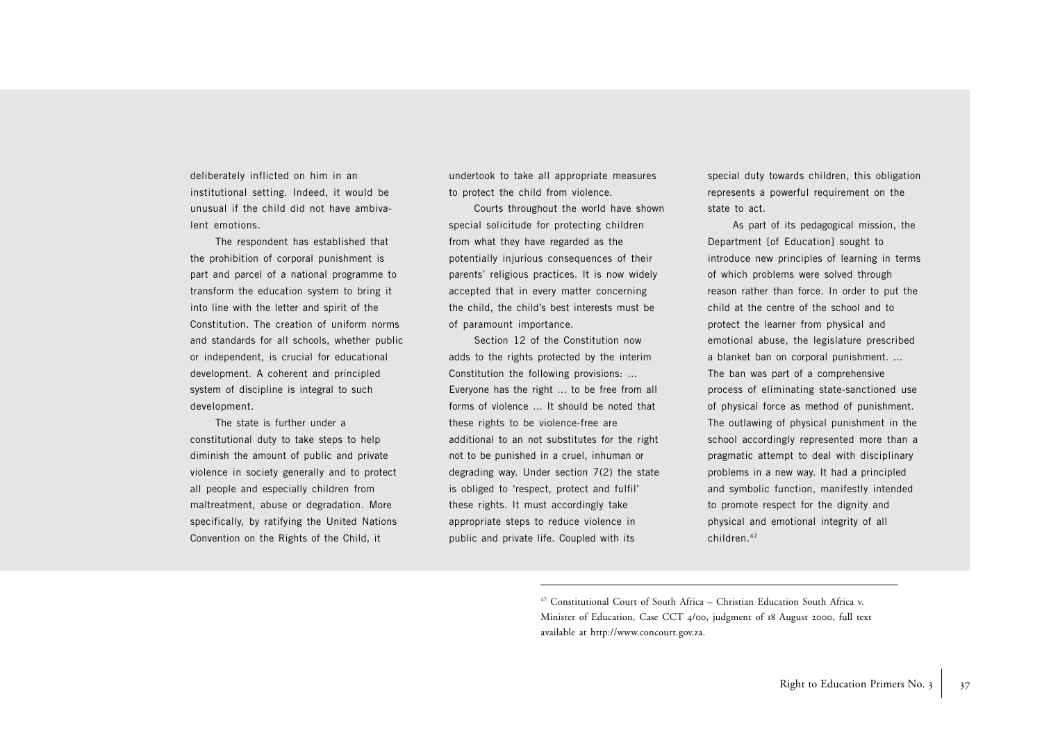deliberately inflicted on him in an institutional setting. Indeed, it would be unusual if the child did not have ambivalent emotions.

The respondent has established that the prohibition of corporal punishment is part and parcel of a national programme to transform the education system to bring it into line with the letter and spirit of the Constitution. The creation of uniform norms and standards for all schools, whether public or independent, is crucial for educational development. A coherent and principled system of discipline is integral to such development.

The state is further under a constitutional duty to take steps to help diminish the amount of public and private violence in society generally and to protect all people and especially children from maltreatment, abuse or degradation. More specifically, by ratifying the United Nations Convention on the Rights of the Child, it undertook to take all appropriate measures to protect the child from violence.

Courts throughout the world have shown special solicitude for protecting children from what they have regarded as the potentially injurious consequences of their parents' religious practices. It is now widely accepted that in every matter concerning the child, the child's best interests must be of paramount importance.

Section 12 of the Constitution now adds to the rights protected by the interim Constitution the following provisions: ... Everyone has the right ... to be free from all forms of violence ... It should be noted that these rights to be violence-free are additional to an not substitutes for the right not to be punished in a cruel, inhuman or degrading way. Under section 7(2) the state is obliged to 'respect, protect and fulfil' these rights. It must accordingly take appropriate steps to reduce violence in public and private life. Coupled with its special duty towards children, this obligation represents a powerful requirement on the state to act.

As part of its pedagogical mission, the Department [of Education] sought to introduce new principles of learning in terms of which problems were solved through reason rather than force. In order to put the child at the centre of the school and to protect the learner from physical and emotional abuse, the legislature prescribed a blanket ban on corporal punishment. ... The ban was part of a comprehensive process of eliminating state-sanctioned use of physical force as method of punishment. The outlawing of physical punishment in the school accordingly represented more than a pragmatic attempt to deal with disciplinary problems in a new way. It had a principled and symbolic function, manifestly intended to promote respect for the dignity and physical and emotional integrity of all children.[47]

---

[47] Constitutional Court of South Africa – Christian Education South Africa v. Minister of Education, Case CCT 4/00, judgment of 18 August 2000, full text available at http://www.concourt.gov.za.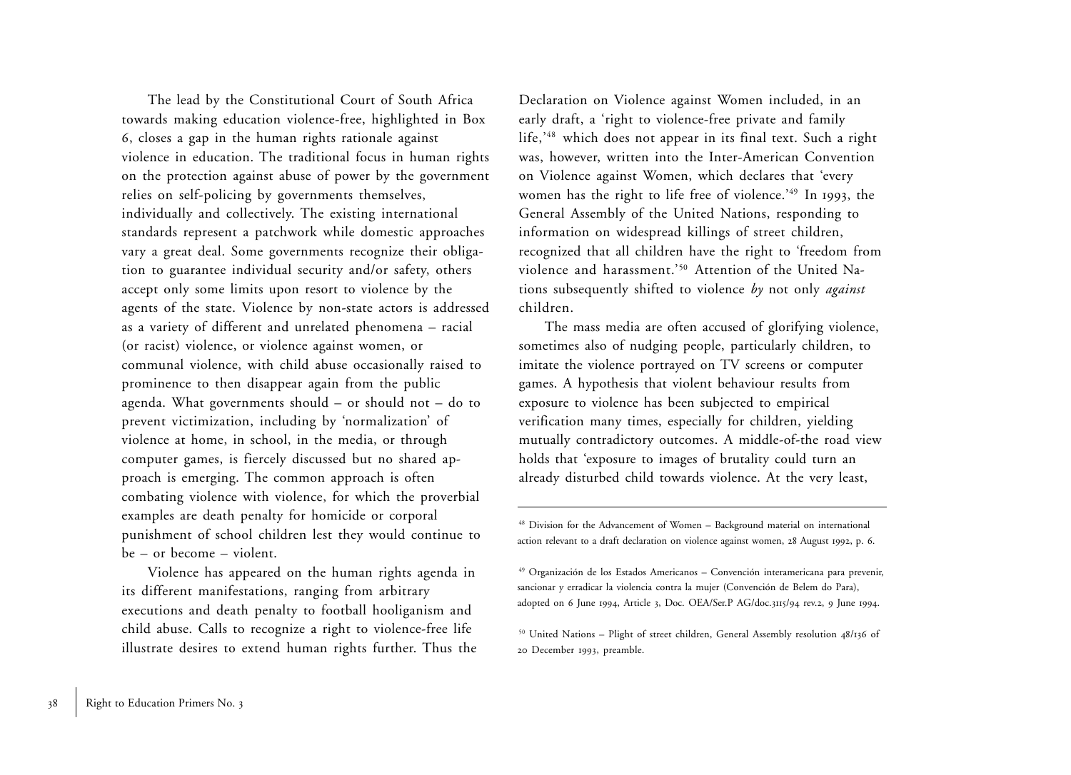The lead by the Constitutional Court of South Africa towards making education violence-free, highlighted in Box 6, closes a gap in the human rights rationale against violence in education. The traditional focus in human rights on the protection against abuse of power by the government relies on self-policing by governments themselves, individually and collectively. The existing international standards represent a patchwork while domestic approaches vary a great deal. Some governments recognize their obligation to guarantee individual security and/or safety, others accept only some limits upon resort to violence by the agents of the state. Violence by non-state actors is addressed as a variety of different and unrelated phenomena – racial (or racist) violence, or violence against women, or communal violence, with child abuse occasionally raised to prominence to then disappear again from the public agenda. What governments should – or should not – do to prevent victimization, including by 'normalization' of violence at home, in school, in the media, or through computer games, is fiercely discussed but no shared approach is emerging. The common approach is often combating violence with violence, for which the proverbial examples are death penalty for homicide or corporal punishment of school children lest they would continue to be – or become – violent.

Violence has appeared on the human rights agenda in its different manifestations, ranging from arbitrary executions and death penalty to football hooliganism and child abuse. Calls to recognize a right to violence-free life illustrate desires to extend human rights further. Thus the Declaration on Violence against Women included, in an early draft, a 'right to violence-free private and family life,'[48] which does not appear in its final text. Such a right was, however, written into the Inter-American Convention on Violence against Women, which declares that 'every women has the right to life free of violence.'[49] In 1993, the General Assembly of the United Nations, responding to information on widespread killings of street children, recognized that all children have the right to 'freedom from violence and harassment.'[50] Attention of the United Nations subsequently shifted to violence *by* not only *against* children.

The mass media are often accused of glorifying violence, sometimes also of nudging people, particularly children, to imitate the violence portrayed on TV screens or computer games. A hypothesis that violent behaviour results from exposure to violence has been subjected to empirical verification many times, especially for children, yielding mutually contradictory outcomes. A middle-of-the road view holds that 'exposure to images of brutality could turn an already disturbed child towards violence. At the very least,

---

[48] Division for the Advancement of Women – Background material on international action relevant to a draft declaration on violence against women, 28 August 1992, p. 6.

[49] Organización de los Estados Americanos – Convención interamericana para prevenir, sancionar y erradicar la violencia contra la mujer (Convención de Belem do Para), adopted on 6 June 1994, Article 3, Doc. OEA/Ser.P AG/doc.3115/94 rev.2, 9 June 1994.

[50] United Nations – Plight of street children, General Assembly resolution 48/136 of 20 December 1993, preamble.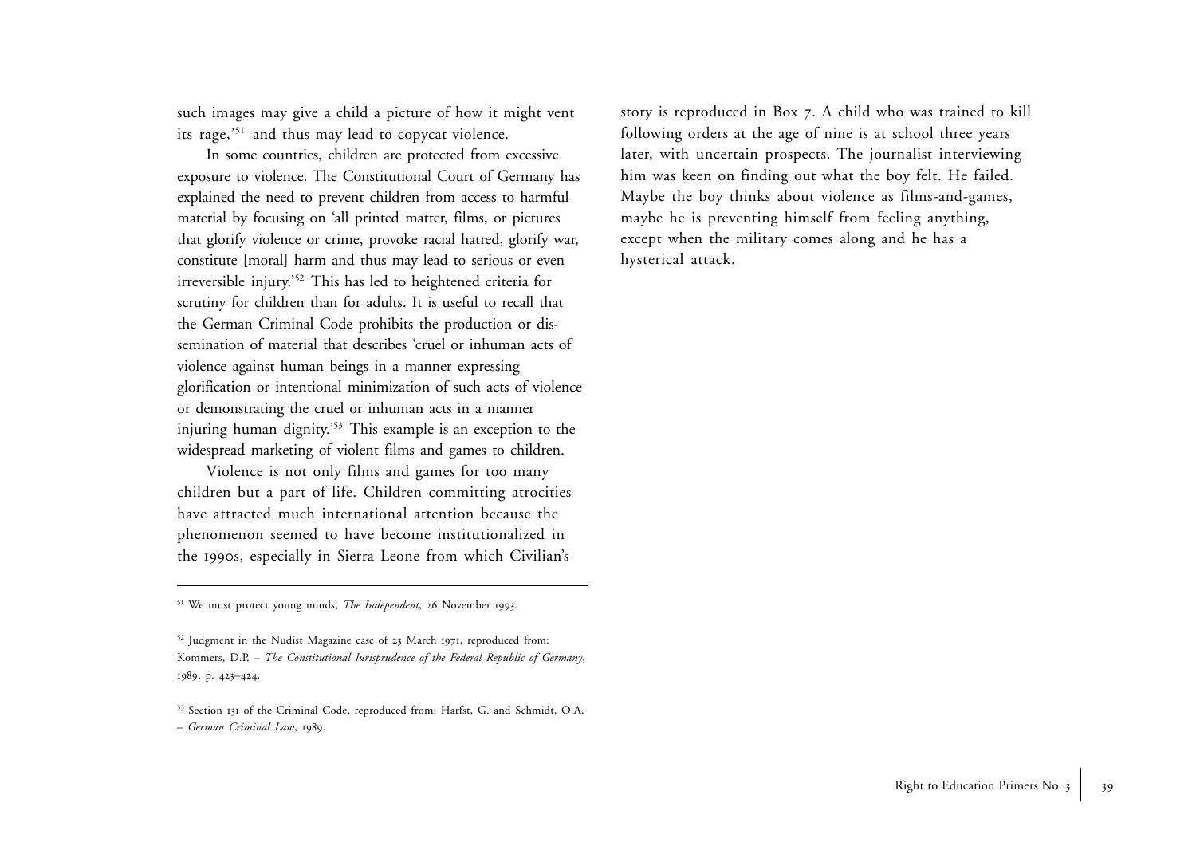such images may give a child a picture of how it might vent its rage,'[51] and thus may lead to copycat violence.

In some countries, children are protected from excessive exposure to violence. The Constitutional Court of Germany has explained the need to prevent children from access to harmful material by focusing on 'all printed matter, films, or pictures that glorify violence or crime, provoke racial hatred, glorify war, constitute [moral] harm and thus may lead to serious or even irreversible injury.'[52] This has led to heightened criteria for scrutiny for children than for adults. It is useful to recall that the German Criminal Code prohibits the production or dissemination of material that describes 'cruel or inhuman acts of violence against human beings in a manner expressing glorification or intentional minimization of such acts of violence or demonstrating the cruel or inhuman acts in a manner injuring human dignity.'[53] This example is an exception to the widespread marketing of violent films and games to children.

Violence is not only films and games for too many children but a part of life. Children committing atrocities have attracted much international attention because the phenomenon seemed to have become institutionalized in the 1990s, especially in Sierra Leone from which Civilian's story is reproduced in Box 7. A child who was trained to kill following orders at the age of nine is at school three years later, with uncertain prospects. The journalist interviewing him was keen on finding out what the boy felt. He failed. Maybe the boy thinks about violence as films-and-games, maybe he is preventing himself from feeling anything, except when the military comes along and he has a hysterical attack.

---

[51] We must protect young minds, *The Independent*, 26 November 1993.

[52] Judgment in the Nudist Magazine case of 23 March 1971, reproduced from: Kommers, D.P. – *The Constitutional Jurisprudence of the Federal Republic of Germany*, 1989, p. 423–424.

[53] Section 131 of the Criminal Code, reproduced from: Harfst, G. and Schmidt, O.A. – *German Criminal Law*, 1989.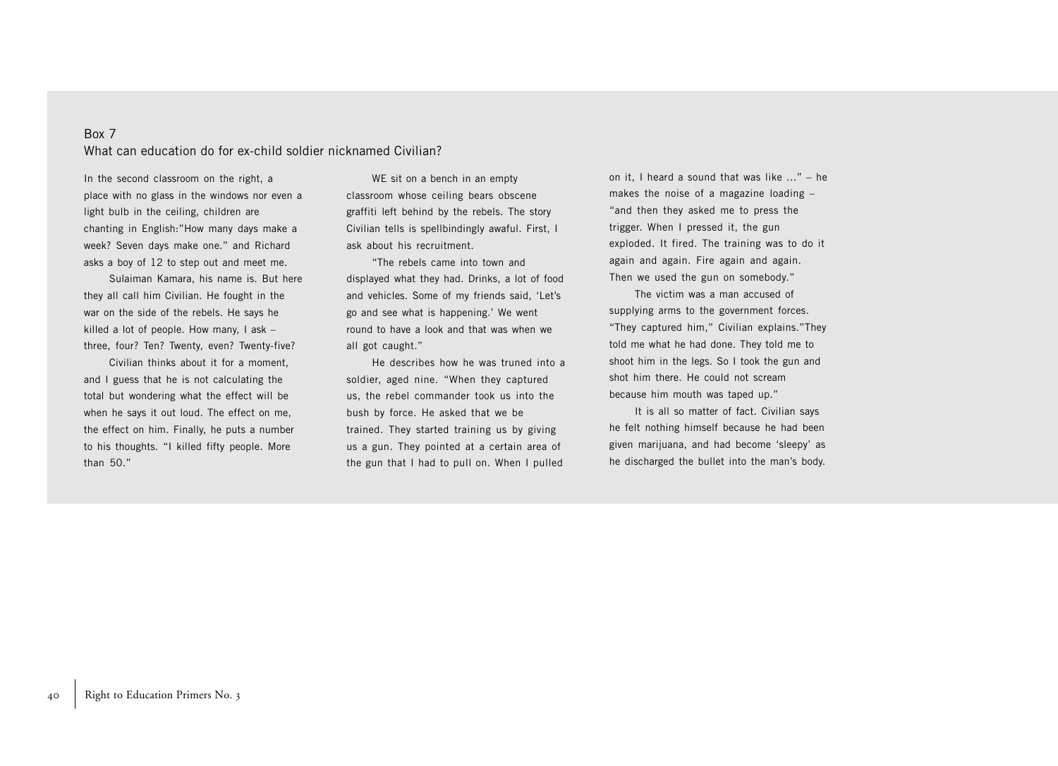## Box 7

### What can education do for ex-child soldier nicknamed Civilian?

In the second classroom on the right, a place with no glass in the windows nor even a light bulb in the ceiling, children are chanting in English:"How many days make a week? Seven days make one." and Richard asks a boy of 12 to step out and meet me.

Sulaiman Kamara, his name is. But here they all call him Civilian. He fought in the war on the side of the rebels. He says he killed a lot of people. How many, I ask – three, four? Ten? Twenty, even? Twenty-five?

Civilian thinks about it for a moment, and I guess that he is not calculating the total but wondering what the effect will be when he says it out loud. The effect on me, the effect on him. Finally, he puts a number to his thoughts. "I killed fifty people. More than 50."

WE sit on a bench in an empty classroom whose ceiling bears obscene graffiti left behind by the rebels. The story Civilian tells is spellbindingly awaful. First, I ask about his recruitment.

"The rebels came into town and displayed what they had. Drinks, a lot of food and vehicles. Some of my friends said, 'Let's go and see what is happening.' We went round to have a look and that was when we all got caught."

He describes how he was truned into a soldier, aged nine. "When they captured us, the rebel commander took us into the bush by force. He asked that we be trained. They started training us by giving us a gun. They pointed at a certain area of the gun that I had to pull on. When I pulled on it, I heard a sound that was like ..." – he makes the noise of a magazine loading – "and then they asked me to press the trigger. When I pressed it, the gun exploded. It fired. The training was to do it again and again. Fire again and again. Then we used the gun on somebody."

The victim was a man accused of supplying arms to the government forces. "They captured him," Civilian explains."They told me what he had done. They told me to shoot him in the legs. So I took the gun and shot him there. He could not scream because him mouth was taped up."

It is all so matter of fact. Civilian says he felt nothing himself because he had been given marijuana, and had become 'sleepy' as he discharged the bullet into the man's body.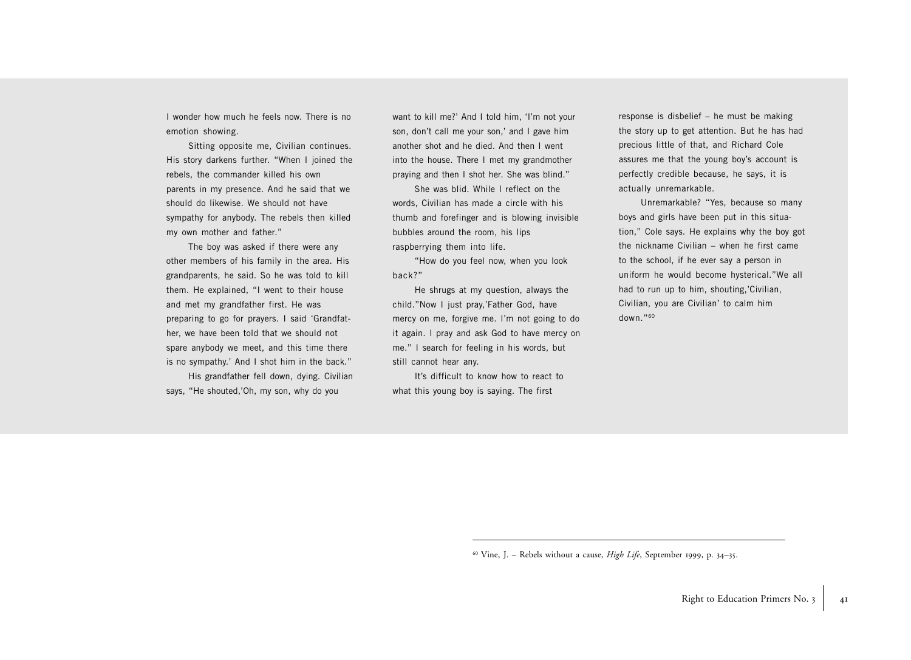I wonder how much he feels now. There is no emotion showing.

Sitting opposite me, Civilian continues. His story darkens further. "When I joined the rebels, the commander killed his own parents in my presence. And he said that we should do likewise. We should not have sympathy for anybody. The rebels then killed my own mother and father."

The boy was asked if there were any other members of his family in the area. His grandparents, he said. So he was told to kill them. He explained, "I went to their house and met my grandfather first. He was preparing to go for prayers. I said 'Grandfather, we have been told that we should not spare anybody we meet, and this time there is no sympathy.' And I shot him in the back."

His grandfather fell down, dying. Civilian says, "He shouted,'Oh, my son, why do you want to kill me?' And I told him, 'I'm not your son, don't call me your son,' and I gave him another shot and he died. And then I went into the house. There I met my grandmother praying and then I shot her. She was blind."

She was blid. While I reflect on the words, Civilian has made a circle with his thumb and forefinger and is blowing invisible bubbles around the room, his lips raspberrying them into life.

"How do you feel now, when you look back?"

He shrugs at my question, always the child."Now I just pray,'Father God, have mercy on me, forgive me. I'm not going to do it again. I pray and ask God to have mercy on me." I search for feeling in his words, but still cannot hear any.

It's difficult to know how to react to what this young boy is saying. The first response is disbelief – he must be making the story up to get attention. But he has had precious little of that, and Richard Cole assures me that the young boy's account is perfectly credible because, he says, it is actually unremarkable.

Unremarkable? "Yes, because so many boys and girls have been put in this situation," Cole says. He explains why the boy got the nickname Civilian – when he first came to the school, if he ever say a person in uniform he would become hysterical."We all had to run up to him, shouting,'Civilian, Civilian, you are Civilian' to calm him down."[60]

---

[60] Vine, J. – Rebels without a cause, *High Life*, September 1999, p. 34–35.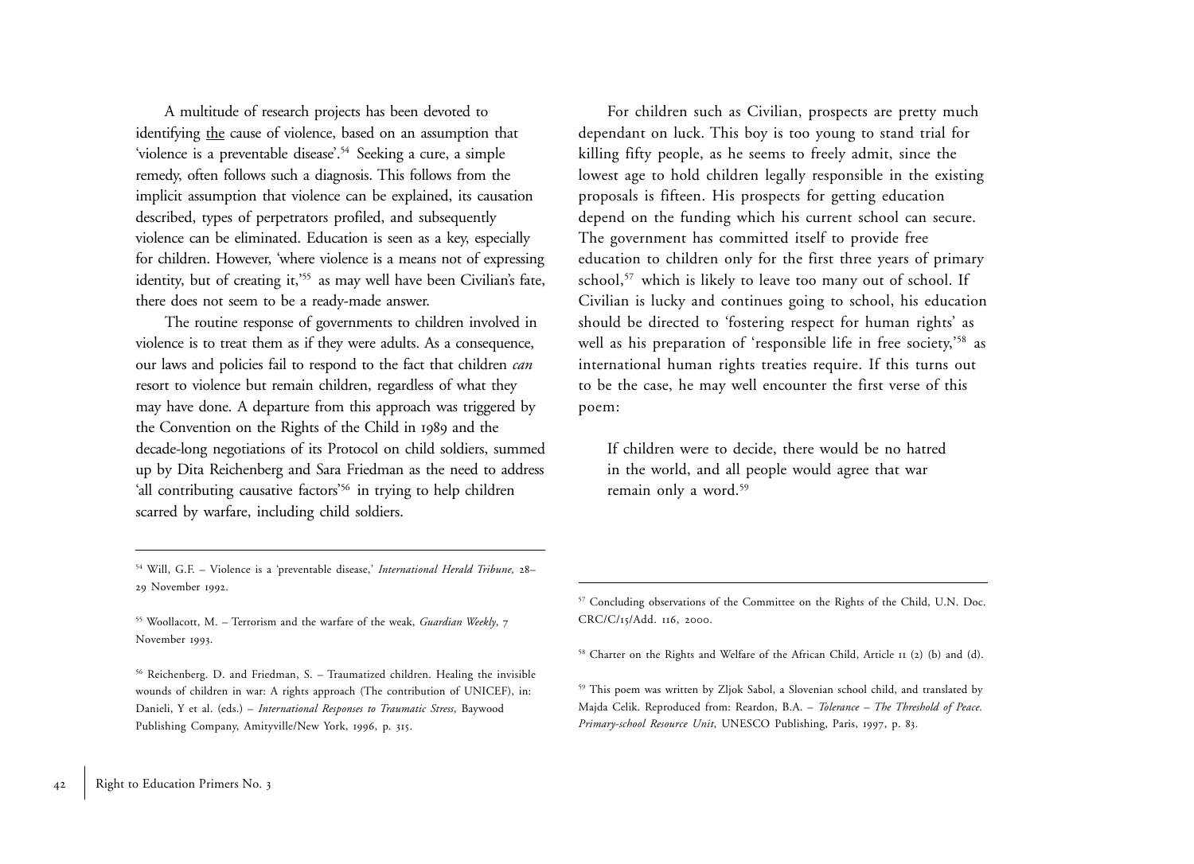A multitude of research projects has been devoted to identifying the cause of violence, based on an assumption that 'violence is a preventable disease'.[54] Seeking a cure, a simple remedy, often follows such a diagnosis. This follows from the implicit assumption that violence can be explained, its causation described, types of perpetrators profiled, and subsequently violence can be eliminated. Education is seen as a key, especially for children. However, 'where violence is a means not of expressing identity, but of creating it,'[55] as may well have been Civilian's fate, there does not seem to be a ready-made answer.

The routine response of governments to children involved in violence is to treat them as if they were adults. As a consequence, our laws and policies fail to respond to the fact that children *can* resort to violence but remain children, regardless of what they may have done. A departure from this approach was triggered by the Convention on the Rights of the Child in 1989 and the decade-long negotiations of its Protocol on child soldiers, summed up by Dita Reichenberg and Sara Friedman as the need to address 'all contributing causative factors'[56] in trying to help children scarred by warfare, including child soldiers.

For children such as Civilian, prospects are pretty much dependant on luck. This boy is too young to stand trial for killing fifty people, as he seems to freely admit, since the lowest age to hold children legally responsible in the existing proposals is fifteen. His prospects for getting education depend on the funding which his current school can secure. The government has committed itself to provide free education to children only for the first three years of primary school,[57] which is likely to leave too many out of school. If Civilian is lucky and continues going to school, his education should be directed to 'fostering respect for human rights' as well as his preparation of 'responsible life in free society,'[58] as international human rights treaties require. If this turns out to be the case, he may well encounter the first verse of this poem:

> If children were to decide, there would be no hatred in the world, and all people would agree that war remain only a word.[59]

---

[54] Will, G.F. – Violence is a 'preventable disease,' *International Herald Tribune,* 28–29 November 1992.

[55] Woollacott, M. – Terrorism and the warfare of the weak, *Guardian Weekly*, 7 November 1993.

[56] Reichenberg. D. and Friedman, S. – Traumatized children. Healing the invisible wounds of children in war: A rights approach (The contribution of UNICEF), in: Danieli, Y et al. (eds.) – *International Responses to Traumatic Stress*, Baywood Publishing Company, Amityville/New York, 1996, p. 315.

[57] Concluding observations of the Committee on the Rights of the Child, U.N. Doc. CRC/C/15/Add. 116, 2000.

[58] Charter on the Rights and Welfare of the African Child, Article 11 (2) (b) and (d).

[59] This poem was written by Zljok Sabol, a Slovenian school child, and translated by Majda Celik. Reproduced from: Reardon, B.A. – *Tolerance – The Threshold of Peace. Primary-school Resource Unit*, UNESCO Publishing, Paris, 1997, p. 83.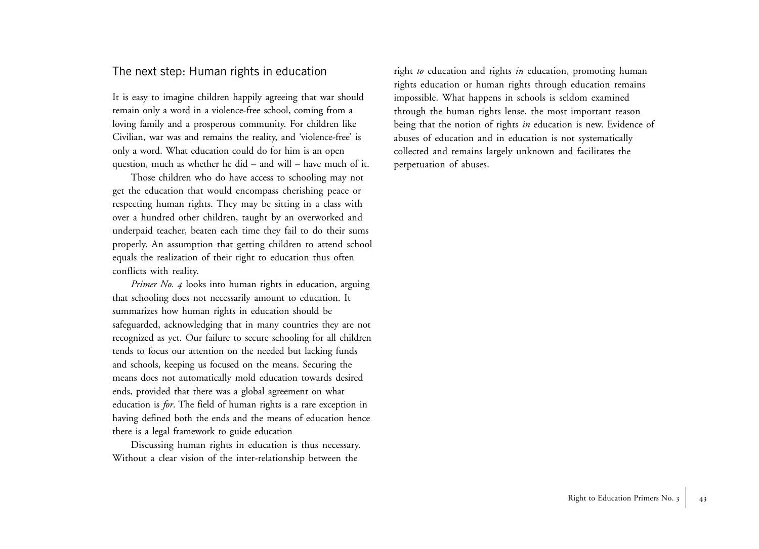## The next step: Human rights in education

It is easy to imagine children happily agreeing that war should remain only a word in a violence-free school, coming from a loving family and a prosperous community. For children like Civilian, war was and remains the reality, and 'violence-free' is only a word. What education could do for him is an open question, much as whether he did – and will – have much of it.

Those children who do have access to schooling may not get the education that would encompass cherishing peace or respecting human rights. They may be sitting in a class with over a hundred other children, taught by an overworked and underpaid teacher, beaten each time they fail to do their sums properly. An assumption that getting children to attend school equals the realization of their right to education thus often conflicts with reality.

*Primer No. 4* looks into human rights in education, arguing that schooling does not necessarily amount to education. It summarizes how human rights in education should be safeguarded, acknowledging that in many countries they are not recognized as yet. Our failure to secure schooling for all children tends to focus our attention on the needed but lacking funds and schools, keeping us focused on the means. Securing the means does not automatically mold education towards desired ends, provided that there was a global agreement on what education is *for*. The field of human rights is a rare exception in having defined both the ends and the means of education hence there is a legal framework to guide education

Discussing human rights in education is thus necessary. Without a clear vision of the inter-relationship between the right *to* education and rights *in* education, promoting human rights education or human rights through education remains impossible. What happens in schools is seldom examined through the human rights lense, the most important reason being that the notion of rights *in* education is new. Evidence of abuses of education and in education is not systematically collected and remains largely unknown and facilitates the perpetuation of abuses.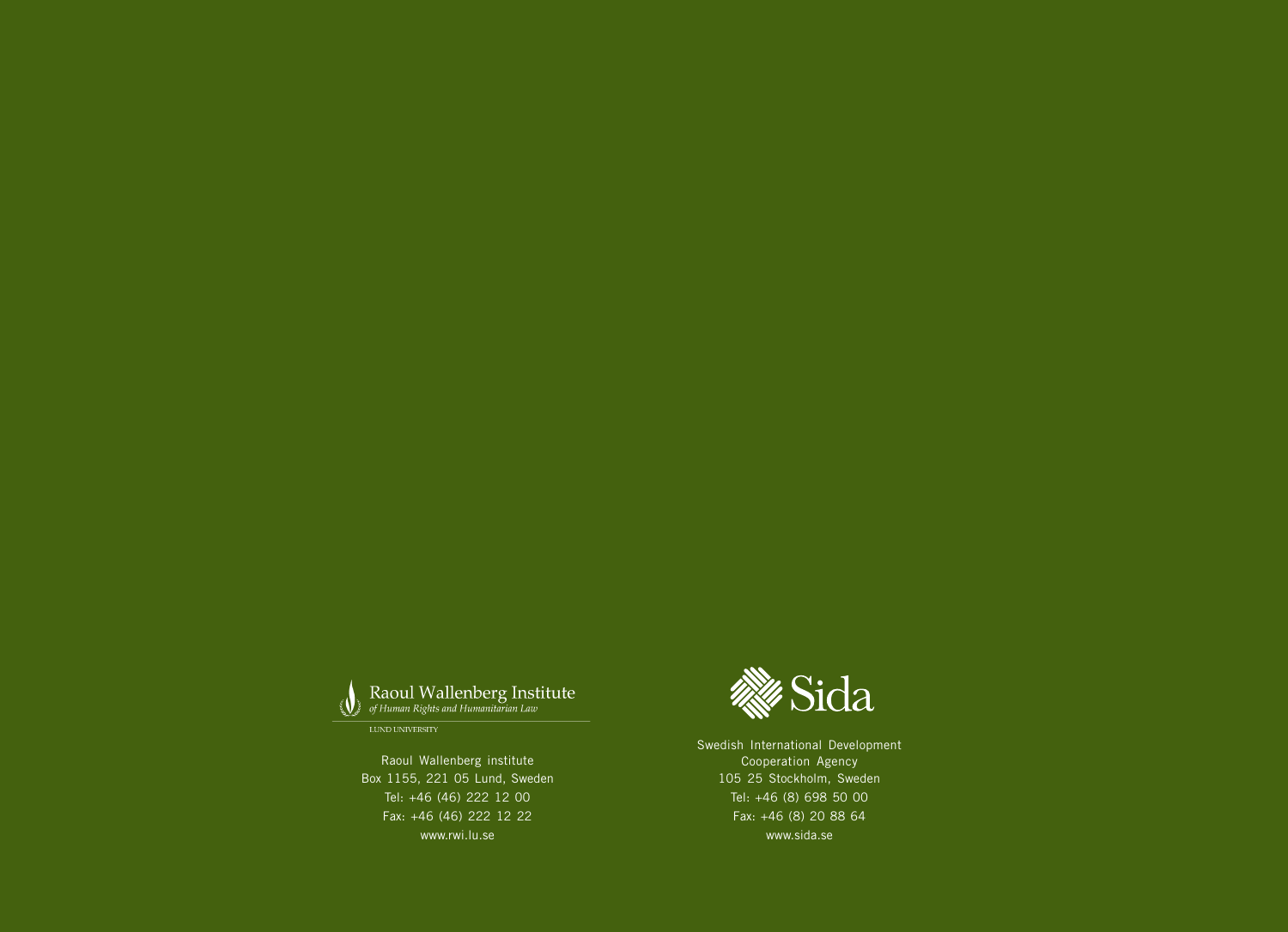Raoul Wallenberg Institute
*of Human Rights and Humanitarian Law*

LUND UNIVERSITY

Raoul Wallenberg institute
Box 1155, 221 05 Lund, Sweden
Tel: +46 (46) 222 12 00
Fax: +46 (46) 222 12 22
www.rwi.lu.se

Sida

Swedish International Development
Cooperation Agency
105 25 Stockholm, Sweden
Tel: +46 (8) 698 50 00
Fax: +46 (8) 20 88 64
www.sida.se